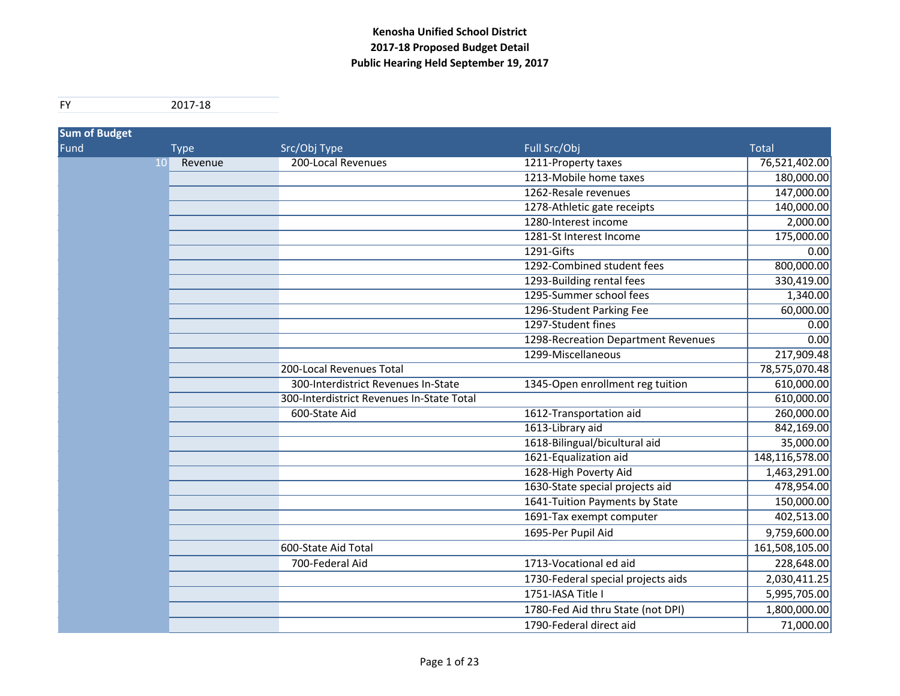**Kenosha Unified School District**
**2017-18 Proposed Budget Detail**
**Public Hearing Held September 19, 2017**

| FY | 2017-18 |
|---|---|

| Fund | Type | Src/Obj Type | Full Src/Obj | Total |
|---|---|---|---|---|
| 10 | Revenue | 200-Local Revenues | 1211-Property taxes | 76,521,402.00 |
| | | | 1213-Mobile home taxes | 180,000.00 |
| | | | 1262-Resale revenues | 147,000.00 |
| | | | 1278-Athletic gate receipts | 140,000.00 |
| | | | 1280-Interest income | 2,000.00 |
| | | | 1281-St Interest Income | 175,000.00 |
| | | | 1291-Gifts | 0.00 |
| | | | 1292-Combined student fees | 800,000.00 |
| | | | 1293-Building rental fees | 330,419.00 |
| | | | 1295-Summer school fees | 1,340.00 |
| | | | 1296-Student Parking Fee | 60,000.00 |
| | | | 1297-Student fines | 0.00 |
| | | | 1298-Recreation Department Revenues | 0.00 |
| | | | 1299-Miscellaneous | 217,909.48 |
| | | 200-Local Revenues Total | | 78,575,070.48 |
| | | 300-Interdistrict Revenues In-State | 1345-Open enrollment reg tuition | 610,000.00 |
| | | 300-Interdistrict Revenues In-State Total | | 610,000.00 |
| | | 600-State Aid | 1612-Transportation aid | 260,000.00 |
| | | | 1613-Library aid | 842,169.00 |
| | | | 1618-Bilingual/bicultural aid | 35,000.00 |
| | | | 1621-Equalization aid | 148,116,578.00 |
| | | | 1628-High Poverty Aid | 1,463,291.00 |
| | | | 1630-State special projects aid | 478,954.00 |
| | | | 1641-Tuition Payments by State | 150,000.00 |
| | | | 1691-Tax exempt computer | 402,513.00 |
| | | | 1695-Per Pupil Aid | 9,759,600.00 |
| | | 600-State Aid Total | | 161,508,105.00 |
| | | 700-Federal Aid | 1713-Vocational ed aid | 228,648.00 |
| | | | 1730-Federal special projects aids | 2,030,411.25 |
| | | | 1751-IASA Title I | 5,995,705.00 |
| | | | 1780-Fed Aid thru State (not DPI) | 1,800,000.00 |
| | | | 1790-Federal direct aid | 71,000.00 |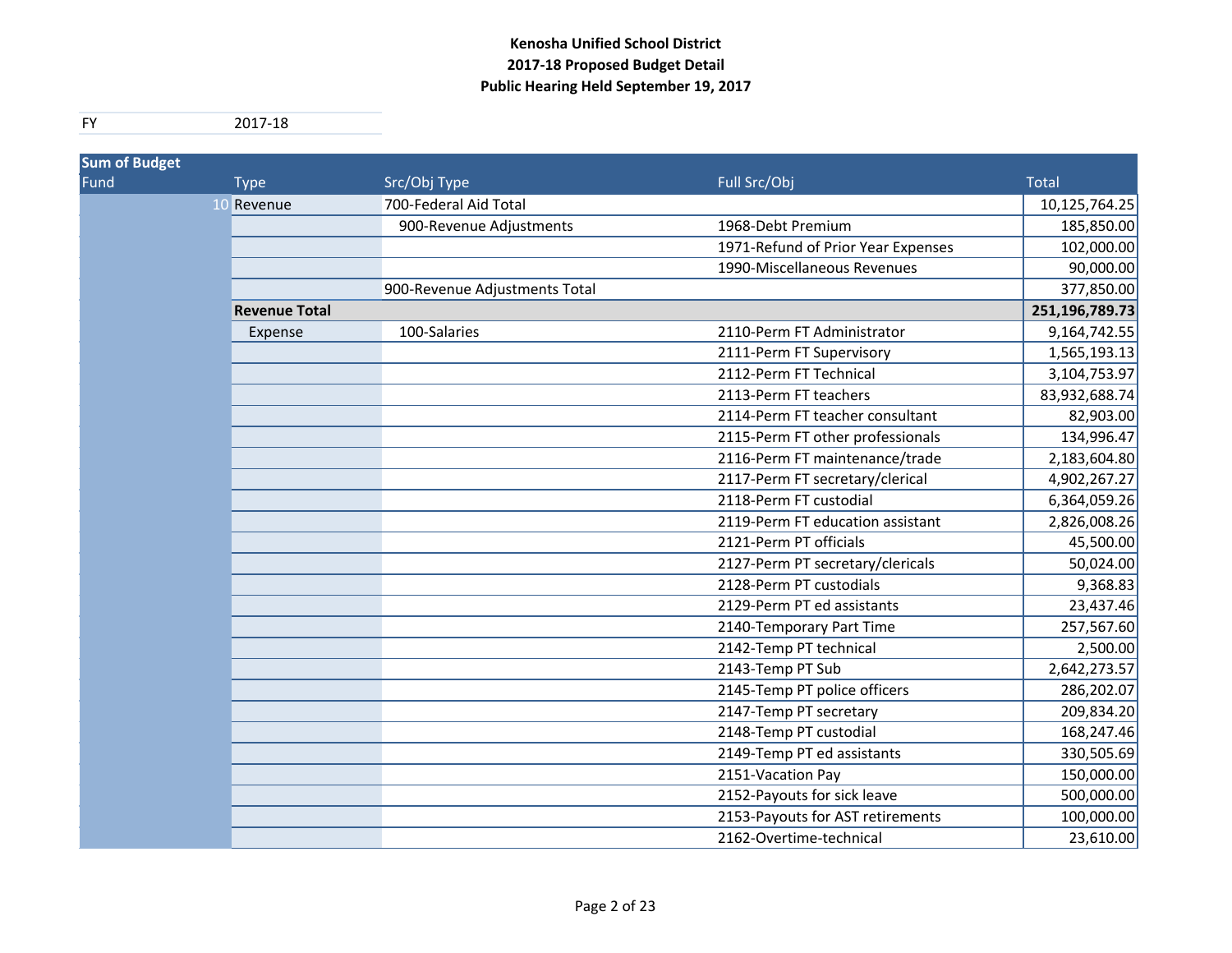**Kenosha Unified School District**
**2017-18 Proposed Budget Detail**
**Public Hearing Held September 19, 2017**

| FY | 2017-18 |
|---|---|

| Sum of Budget | | | | |
|---|---|---|---|---|
| Fund | Type | Src/Obj Type | Full Src/Obj | Total |
| 10 | Revenue | 700-Federal Aid Total | | 10,125,764.25 |
| | | 900-Revenue Adjustments | 1968-Debt Premium | 185,850.00 |
| | | | 1971-Refund of Prior Year Expenses | 102,000.00 |
| | | | 1990-Miscellaneous Revenues | 90,000.00 |
| | | 900-Revenue Adjustments Total | | 377,850.00 |
| | **Revenue Total** | | | **251,196,789.73** |
| | Expense | 100-Salaries | 2110-Perm FT Administrator | 9,164,742.55 |
| | | | 2111-Perm FT Supervisory | 1,565,193.13 |
| | | | 2112-Perm FT Technical | 3,104,753.97 |
| | | | 2113-Perm FT teachers | 83,932,688.74 |
| | | | 2114-Perm FT teacher consultant | 82,903.00 |
| | | | 2115-Perm FT other professionals | 134,996.47 |
| | | | 2116-Perm FT maintenance/trade | 2,183,604.80 |
| | | | 2117-Perm FT secretary/clerical | 4,902,267.27 |
| | | | 2118-Perm FT custodial | 6,364,059.26 |
| | | | 2119-Perm FT education assistant | 2,826,008.26 |
| | | | 2121-Perm PT officials | 45,500.00 |
| | | | 2127-Perm PT secretary/clericals | 50,024.00 |
| | | | 2128-Perm PT custodials | 9,368.83 |
| | | | 2129-Perm PT ed assistants | 23,437.46 |
| | | | 2140-Temporary Part Time | 257,567.60 |
| | | | 2142-Temp PT technical | 2,500.00 |
| | | | 2143-Temp PT Sub | 2,642,273.57 |
| | | | 2145-Temp PT police officers | 286,202.07 |
| | | | 2147-Temp PT secretary | 209,834.20 |
| | | | 2148-Temp PT custodial | 168,247.46 |
| | | | 2149-Temp PT ed assistants | 330,505.69 |
| | | | 2151-Vacation Pay | 150,000.00 |
| | | | 2152-Payouts for sick leave | 500,000.00 |
| | | | 2153-Payouts for AST retirements | 100,000.00 |
| | | | 2162-Overtime-technical | 23,610.00 |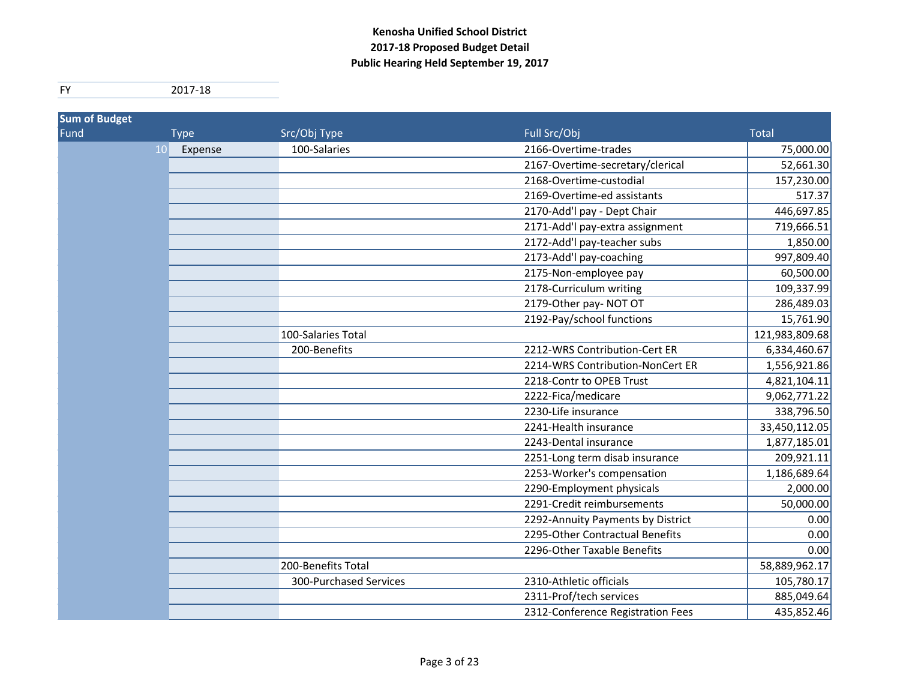**Kenosha Unified School District**
**2017-18 Proposed Budget Detail**
**Public Hearing Held September 19, 2017**

| FY | 2017-18 |
|---|---|

| Sum of Budget | | | | |
|---|---|---|---|---|
| Fund | Type | Src/Obj Type | Full Src/Obj | Total |
| 10 | Expense | 100-Salaries | 2166-Overtime-trades | 75,000.00 |
| | | | 2167-Overtime-secretary/clerical | 52,661.30 |
| | | | 2168-Overtime-custodial | 157,230.00 |
| | | | 2169-Overtime-ed assistants | 517.37 |
| | | | 2170-Add'l pay - Dept Chair | 446,697.85 |
| | | | 2171-Add'l pay-extra assignment | 719,666.51 |
| | | | 2172-Add'l pay-teacher subs | 1,850.00 |
| | | | 2173-Add'l pay-coaching | 997,809.40 |
| | | | 2175-Non-employee pay | 60,500.00 |
| | | | 2178-Curriculum writing | 109,337.99 |
| | | | 2179-Other pay- NOT OT | 286,489.03 |
| | | | 2192-Pay/school functions | 15,761.90 |
| | | 100-Salaries Total | | 121,983,809.68 |
| | | 200-Benefits | 2212-WRS Contribution-Cert ER | 6,334,460.67 |
| | | | 2214-WRS Contribution-NonCert ER | 1,556,921.86 |
| | | | 2218-Contr to OPEB Trust | 4,821,104.11 |
| | | | 2222-Fica/medicare | 9,062,771.22 |
| | | | 2230-Life insurance | 338,796.50 |
| | | | 2241-Health insurance | 33,450,112.05 |
| | | | 2243-Dental insurance | 1,877,185.01 |
| | | | 2251-Long term disab insurance | 209,921.11 |
| | | | 2253-Worker's compensation | 1,186,689.64 |
| | | | 2290-Employment physicals | 2,000.00 |
| | | | 2291-Credit reimbursements | 50,000.00 |
| | | | 2292-Annuity Payments by District | 0.00 |
| | | | 2295-Other Contractual Benefits | 0.00 |
| | | | 2296-Other Taxable Benefits | 0.00 |
| | | 200-Benefits Total | | 58,889,962.17 |
| | | 300-Purchased Services | 2310-Athletic officials | 105,780.17 |
| | | | 2311-Prof/tech services | 885,049.64 |
| | | | 2312-Conference Registration Fees | 435,852.46 |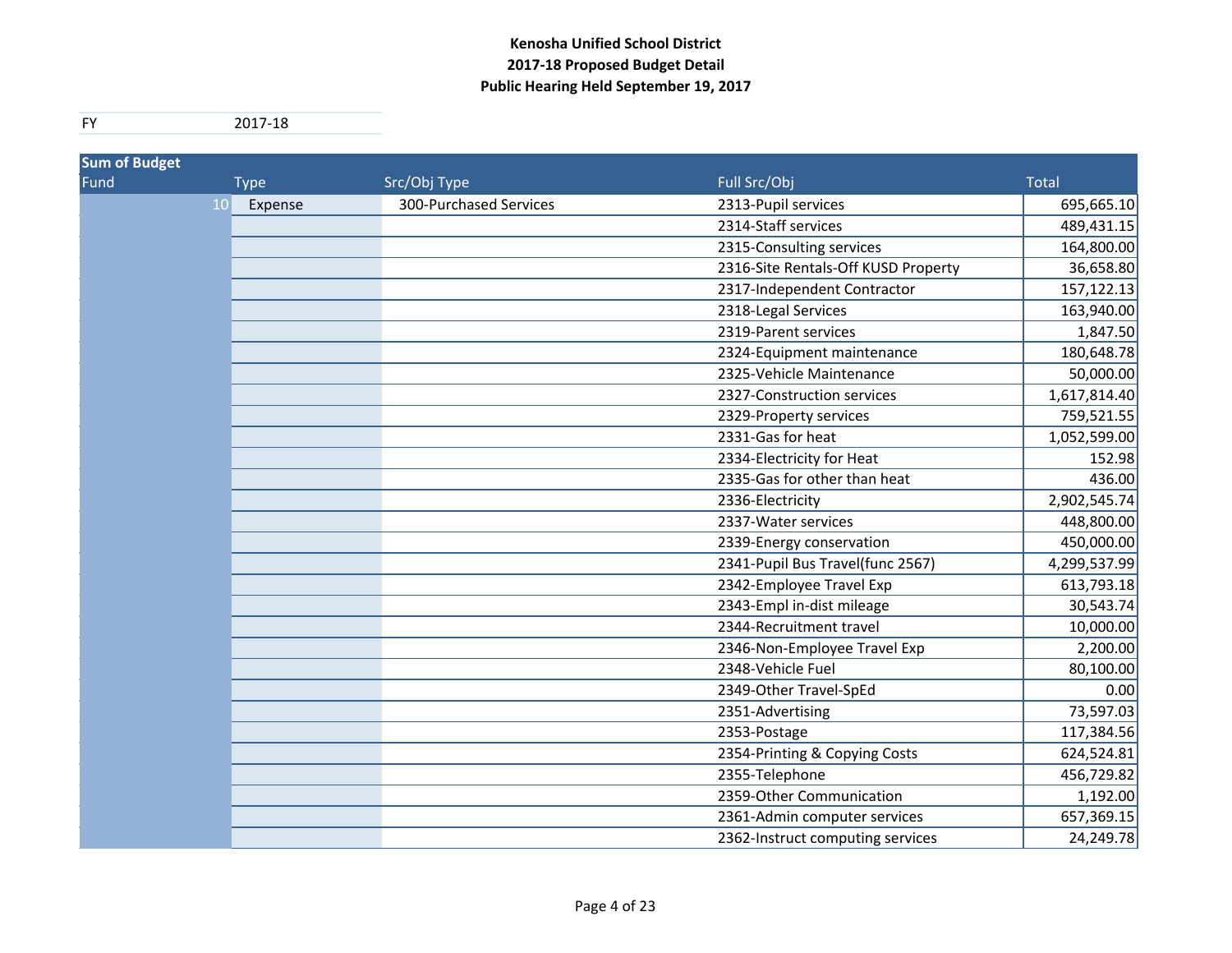**Kenosha Unified School District**
**2017-18 Proposed Budget Detail**
**Public Hearing Held September 19, 2017**

| FY | 2017-18 |
|---|---|

| Fund | Type | Src/Obj Type | Full Src/Obj | Total |
|---|---|---|---|---|
| 10 | Expense | 300-Purchased Services | 2313-Pupil services | 695,665.10 |
| | | | 2314-Staff services | 489,431.15 |
| | | | 2315-Consulting services | 164,800.00 |
| | | | 2316-Site Rentals-Off KUSD Property | 36,658.80 |
| | | | 2317-Independent Contractor | 157,122.13 |
| | | | 2318-Legal Services | 163,940.00 |
| | | | 2319-Parent services | 1,847.50 |
| | | | 2324-Equipment maintenance | 180,648.78 |
| | | | 2325-Vehicle Maintenance | 50,000.00 |
| | | | 2327-Construction services | 1,617,814.40 |
| | | | 2329-Property services | 759,521.55 |
| | | | 2331-Gas for heat | 1,052,599.00 |
| | | | 2334-Electricity for Heat | 152.98 |
| | | | 2335-Gas for other than heat | 436.00 |
| | | | 2336-Electricity | 2,902,545.74 |
| | | | 2337-Water services | 448,800.00 |
| | | | 2339-Energy conservation | 450,000.00 |
| | | | 2341-Pupil Bus Travel(func 2567) | 4,299,537.99 |
| | | | 2342-Employee Travel Exp | 613,793.18 |
| | | | 2343-Empl in-dist mileage | 30,543.74 |
| | | | 2344-Recruitment travel | 10,000.00 |
| | | | 2346-Non-Employee Travel Exp | 2,200.00 |
| | | | 2348-Vehicle Fuel | 80,100.00 |
| | | | 2349-Other Travel-SpEd | 0.00 |
| | | | 2351-Advertising | 73,597.03 |
| | | | 2353-Postage | 117,384.56 |
| | | | 2354-Printing & Copying Costs | 624,524.81 |
| | | | 2355-Telephone | 456,729.82 |
| | | | 2359-Other Communication | 1,192.00 |
| | | | 2361-Admin computer services | 657,369.15 |
| | | | 2362-Instruct computing services | 24,249.78 |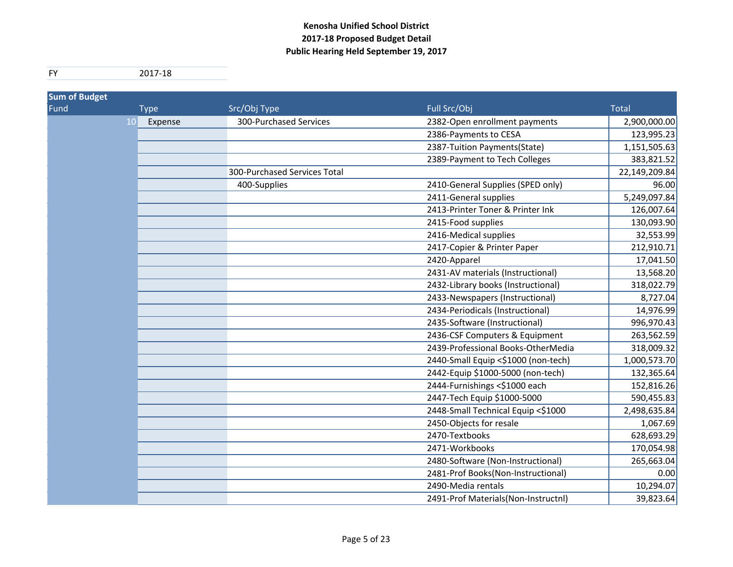**Kenosha Unified School District**
**2017-18 Proposed Budget Detail**
**Public Hearing Held September 19, 2017**

| FY | 2017-18 |
|---|---|

**Sum of Budget**

| Fund | Type | Src/Obj Type | Full Src/Obj | Total |
|---|---|---|---|---|
| 10 | Expense | 300-Purchased Services | 2382-Open enrollment payments | 2,900,000.00 |
| | | | 2386-Payments to CESA | 123,995.23 |
| | | | 2387-Tuition Payments(State) | 1,151,505.63 |
| | | | 2389-Payment to Tech Colleges | 383,821.52 |
| | | 300-Purchased Services Total | | 22,149,209.84 |
| | | 400-Supplies | 2410-General Supplies (SPED only) | 96.00 |
| | | | 2411-General supplies | 5,249,097.84 |
| | | | 2413-Printer Toner & Printer Ink | 126,007.64 |
| | | | 2415-Food supplies | 130,093.90 |
| | | | 2416-Medical supplies | 32,553.99 |
| | | | 2417-Copier & Printer Paper | 212,910.71 |
| | | | 2420-Apparel | 17,041.50 |
| | | | 2431-AV materials (Instructional) | 13,568.20 |
| | | | 2432-Library books (Instructional) | 318,022.79 |
| | | | 2433-Newspapers (Instructional) | 8,727.04 |
| | | | 2434-Periodicals (Instructional) | 14,976.99 |
| | | | 2435-Software (Instructional) | 996,970.43 |
| | | | 2436-CSF Computers & Equipment | 263,562.59 |
| | | | 2439-Professional Books-OtherMedia | 318,009.32 |
| | | | 2440-Small Equip <$1000 (non-tech) | 1,000,573.70 |
| | | | 2442-Equip $1000-5000 (non-tech) | 132,365.64 |
| | | | 2444-Furnishings <$1000 each | 152,816.26 |
| | | | 2447-Tech Equip $1000-5000 | 590,455.83 |
| | | | 2448-Small Technical Equip <$1000 | 2,498,635.84 |
| | | | 2450-Objects for resale | 1,067.69 |
| | | | 2470-Textbooks | 628,693.29 |
| | | | 2471-Workbooks | 170,054.98 |
| | | | 2480-Software (Non-Instructional) | 265,663.04 |
| | | | 2481-Prof Books(Non-Instructional) | 0.00 |
| | | | 2490-Media rentals | 10,294.07 |
| | | | 2491-Prof Materials(Non-Instructnl) | 39,823.64 |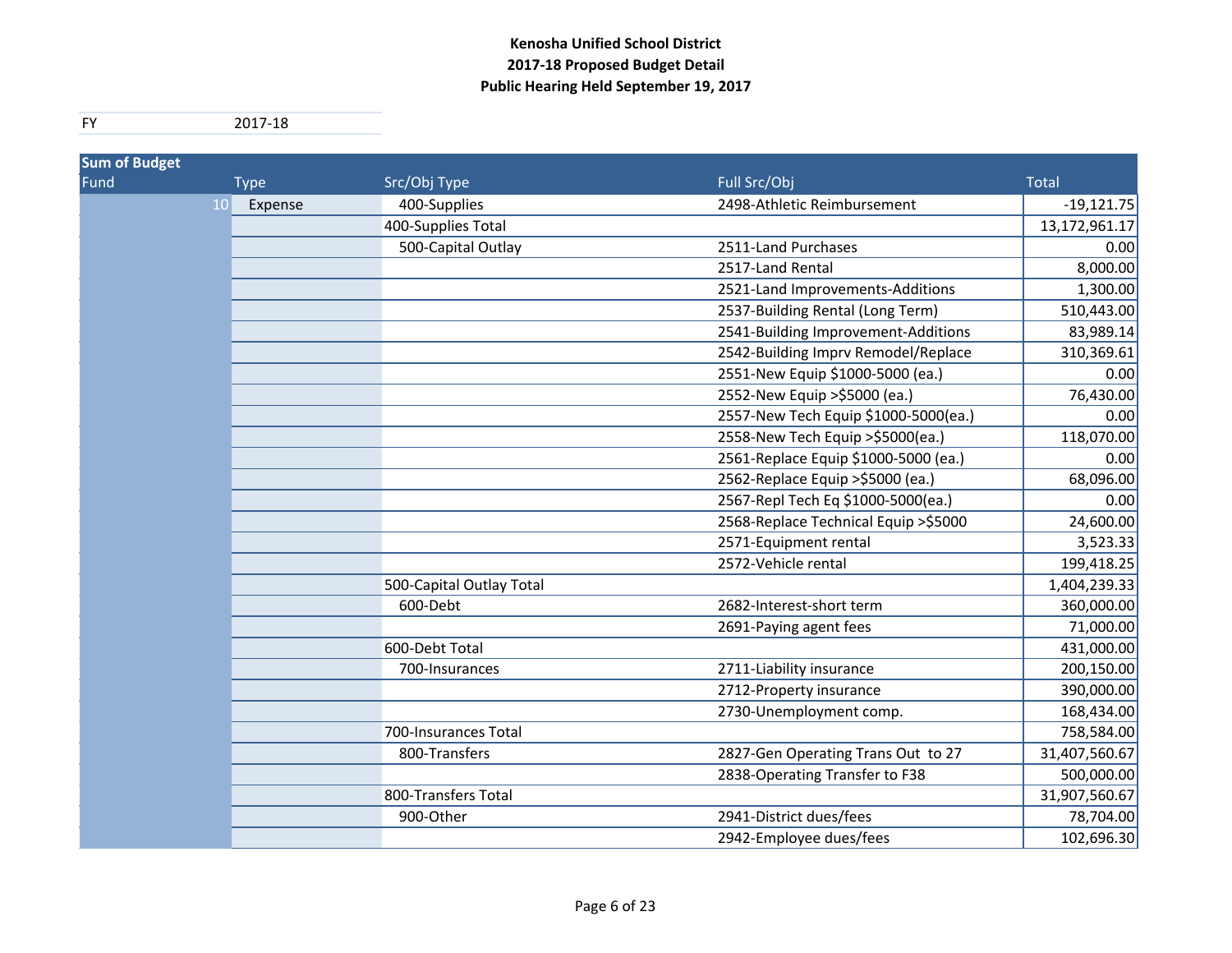**Kenosha Unified School District**
**2017-18 Proposed Budget Detail**
**Public Hearing Held September 19, 2017**

| FY | 2017-18 |
|---|---|

| Sum of Budget | | | | |
|---|---|---|---|---|
| Fund | Type | Src/Obj Type | Full Src/Obj | Total |
| 10 | Expense | 400-Supplies | 2498-Athletic Reimbursement | -19,121.75 |
| | | 400-Supplies Total | | 13,172,961.17 |
| | | 500-Capital Outlay | 2511-Land Purchases | 0.00 |
| | | | 2517-Land Rental | 8,000.00 |
| | | | 2521-Land Improvements-Additions | 1,300.00 |
| | | | 2537-Building Rental (Long Term) | 510,443.00 |
| | | | 2541-Building Improvement-Additions | 83,989.14 |
| | | | 2542-Building Imprv Remodel/Replace | 310,369.61 |
| | | | 2551-New Equip $1000-5000 (ea.) | 0.00 |
| | | | 2552-New Equip >$5000 (ea.) | 76,430.00 |
| | | | 2557-New Tech Equip $1000-5000(ea.) | 0.00 |
| | | | 2558-New Tech Equip >$5000(ea.) | 118,070.00 |
| | | | 2561-Replace Equip $1000-5000 (ea.) | 0.00 |
| | | | 2562-Replace Equip >$5000 (ea.) | 68,096.00 |
| | | | 2567-Repl Tech Eq $1000-5000(ea.) | 0.00 |
| | | | 2568-Replace Technical Equip >$5000 | 24,600.00 |
| | | | 2571-Equipment rental | 3,523.33 |
| | | | 2572-Vehicle rental | 199,418.25 |
| | | 500-Capital Outlay Total | | 1,404,239.33 |
| | | 600-Debt | 2682-Interest-short term | 360,000.00 |
| | | | 2691-Paying agent fees | 71,000.00 |
| | | 600-Debt Total | | 431,000.00 |
| | | 700-Insurances | 2711-Liability insurance | 200,150.00 |
| | | | 2712-Property insurance | 390,000.00 |
| | | | 2730-Unemployment comp. | 168,434.00 |
| | | 700-Insurances Total | | 758,584.00 |
| | | 800-Transfers | 2827-Gen Operating Trans Out to 27 | 31,407,560.67 |
| | | | 2838-Operating Transfer to F38 | 500,000.00 |
| | | 800-Transfers Total | | 31,907,560.67 |
| | | 900-Other | 2941-District dues/fees | 78,704.00 |
| | | | 2942-Employee dues/fees | 102,696.30 |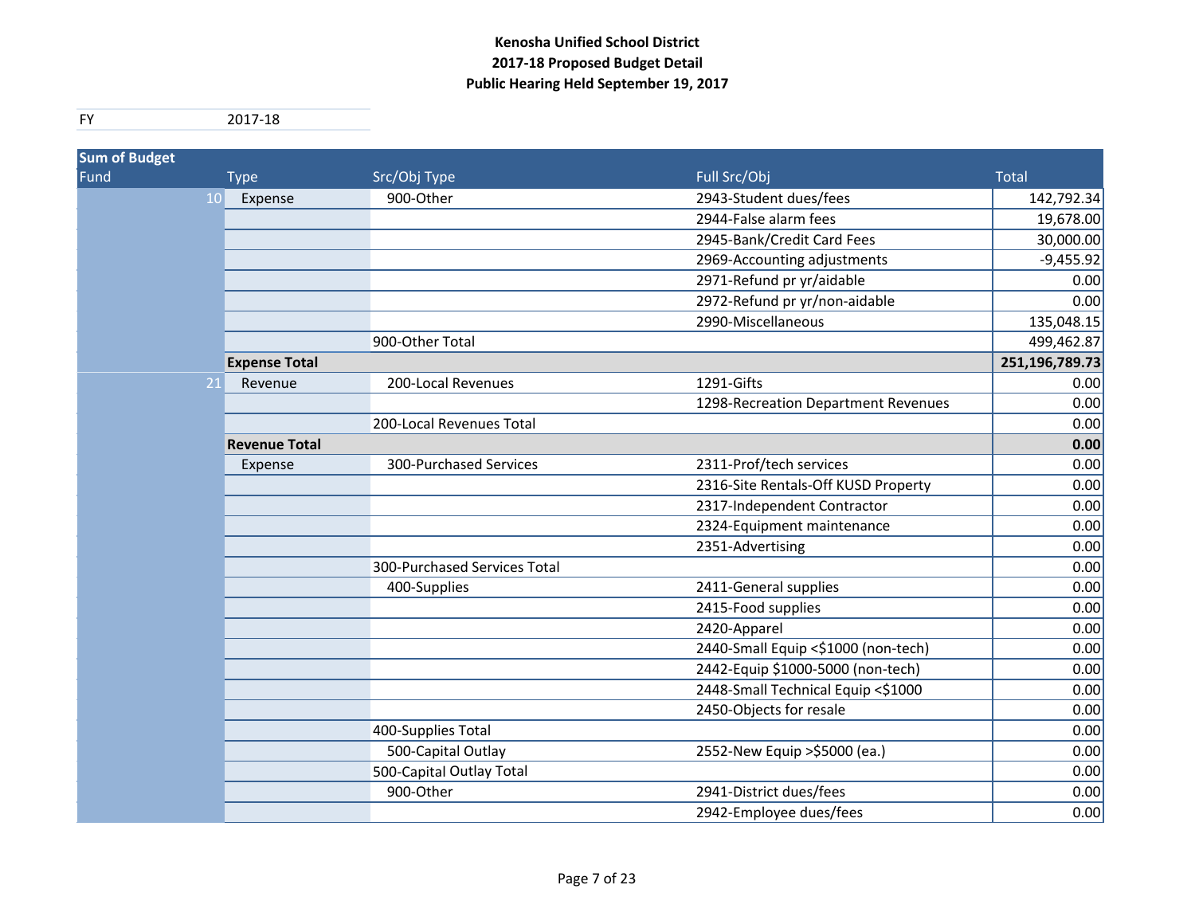**Kenosha Unified School District**
**2017-18 Proposed Budget Detail**
**Public Hearing Held September 19, 2017**

| FY | 2017-18 |
|---|---|

| Sum of Budget | | | | |
|---|---|---|---|---|
| Fund | Type | Src/Obj Type | Full Src/Obj | Total |
| 10 | Expense | 900-Other | 2943-Student dues/fees | 142,792.34 |
| | | | 2944-False alarm fees | 19,678.00 |
| | | | 2945-Bank/Credit Card Fees | 30,000.00 |
| | | | 2969-Accounting adjustments | -9,455.92 |
| | | | 2971-Refund pr yr/aidable | 0.00 |
| | | | 2972-Refund pr yr/non-aidable | 0.00 |
| | | | 2990-Miscellaneous | 135,048.15 |
| | | 900-Other Total | | 499,462.87 |
| | **Expense Total** | | | **251,196,789.73** |
| 21 | Revenue | 200-Local Revenues | 1291-Gifts | 0.00 |
| | | | 1298-Recreation Department Revenues | 0.00 |
| | | 200-Local Revenues Total | | 0.00 |
| | **Revenue Total** | | | **0.00** |
| | Expense | 300-Purchased Services | 2311-Prof/tech services | 0.00 |
| | | | 2316-Site Rentals-Off KUSD Property | 0.00 |
| | | | 2317-Independent Contractor | 0.00 |
| | | | 2324-Equipment maintenance | 0.00 |
| | | | 2351-Advertising | 0.00 |
| | | 300-Purchased Services Total | | 0.00 |
| | | 400-Supplies | 2411-General supplies | 0.00 |
| | | | 2415-Food supplies | 0.00 |
| | | | 2420-Apparel | 0.00 |
| | | | 2440-Small Equip <$1000 (non-tech) | 0.00 |
| | | | 2442-Equip $1000-5000 (non-tech) | 0.00 |
| | | | 2448-Small Technical Equip <$1000 | 0.00 |
| | | | 2450-Objects for resale | 0.00 |
| | | 400-Supplies Total | | 0.00 |
| | | 500-Capital Outlay | 2552-New Equip >$5000 (ea.) | 0.00 |
| | | 500-Capital Outlay Total | | 0.00 |
| | | 900-Other | 2941-District dues/fees | 0.00 |
| | | | 2942-Employee dues/fees | 0.00 |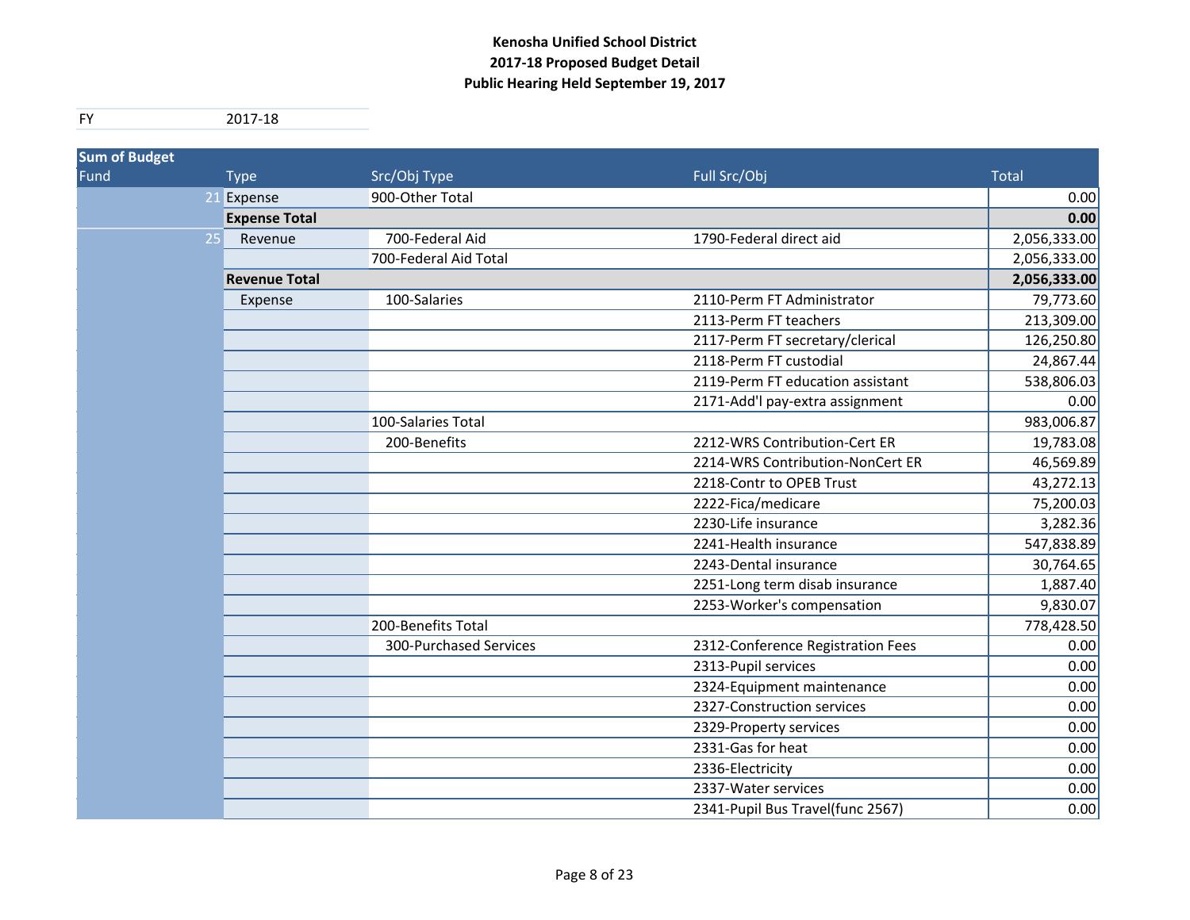**Kenosha Unified School District**
**2017-18 Proposed Budget Detail**
**Public Hearing Held September 19, 2017**

| FY | 2017-18 |
|---|---|

| Sum of Budget | | | | |
|---|---|---|---|---|
| Fund | Type | Src/Obj Type | Full Src/Obj | Total |
| 21 | Expense | 900-Other Total | | 0.00 |
| | **Expense Total** | | | **0.00** |
| 25 | Revenue | 700-Federal Aid | 1790-Federal direct aid | 2,056,333.00 |
| | | 700-Federal Aid Total | | 2,056,333.00 |
| | **Revenue Total** | | | **2,056,333.00** |
| | Expense | 100-Salaries | 2110-Perm FT Administrator | 79,773.60 |
| | | | 2113-Perm FT teachers | 213,309.00 |
| | | | 2117-Perm FT secretary/clerical | 126,250.80 |
| | | | 2118-Perm FT custodial | 24,867.44 |
| | | | 2119-Perm FT education assistant | 538,806.03 |
| | | | 2171-Add'l pay-extra assignment | 0.00 |
| | | 100-Salaries Total | | 983,006.87 |
| | | 200-Benefits | 2212-WRS Contribution-Cert ER | 19,783.08 |
| | | | 2214-WRS Contribution-NonCert ER | 46,569.89 |
| | | | 2218-Contr to OPEB Trust | 43,272.13 |
| | | | 2222-Fica/medicare | 75,200.03 |
| | | | 2230-Life insurance | 3,282.36 |
| | | | 2241-Health insurance | 547,838.89 |
| | | | 2243-Dental insurance | 30,764.65 |
| | | | 2251-Long term disab insurance | 1,887.40 |
| | | | 2253-Worker's compensation | 9,830.07 |
| | | 200-Benefits Total | | 778,428.50 |
| | | 300-Purchased Services | 2312-Conference Registration Fees | 0.00 |
| | | | 2313-Pupil services | 0.00 |
| | | | 2324-Equipment maintenance | 0.00 |
| | | | 2327-Construction services | 0.00 |
| | | | 2329-Property services | 0.00 |
| | | | 2331-Gas for heat | 0.00 |
| | | | 2336-Electricity | 0.00 |
| | | | 2337-Water services | 0.00 |
| | | | 2341-Pupil Bus Travel(func 2567) | 0.00 |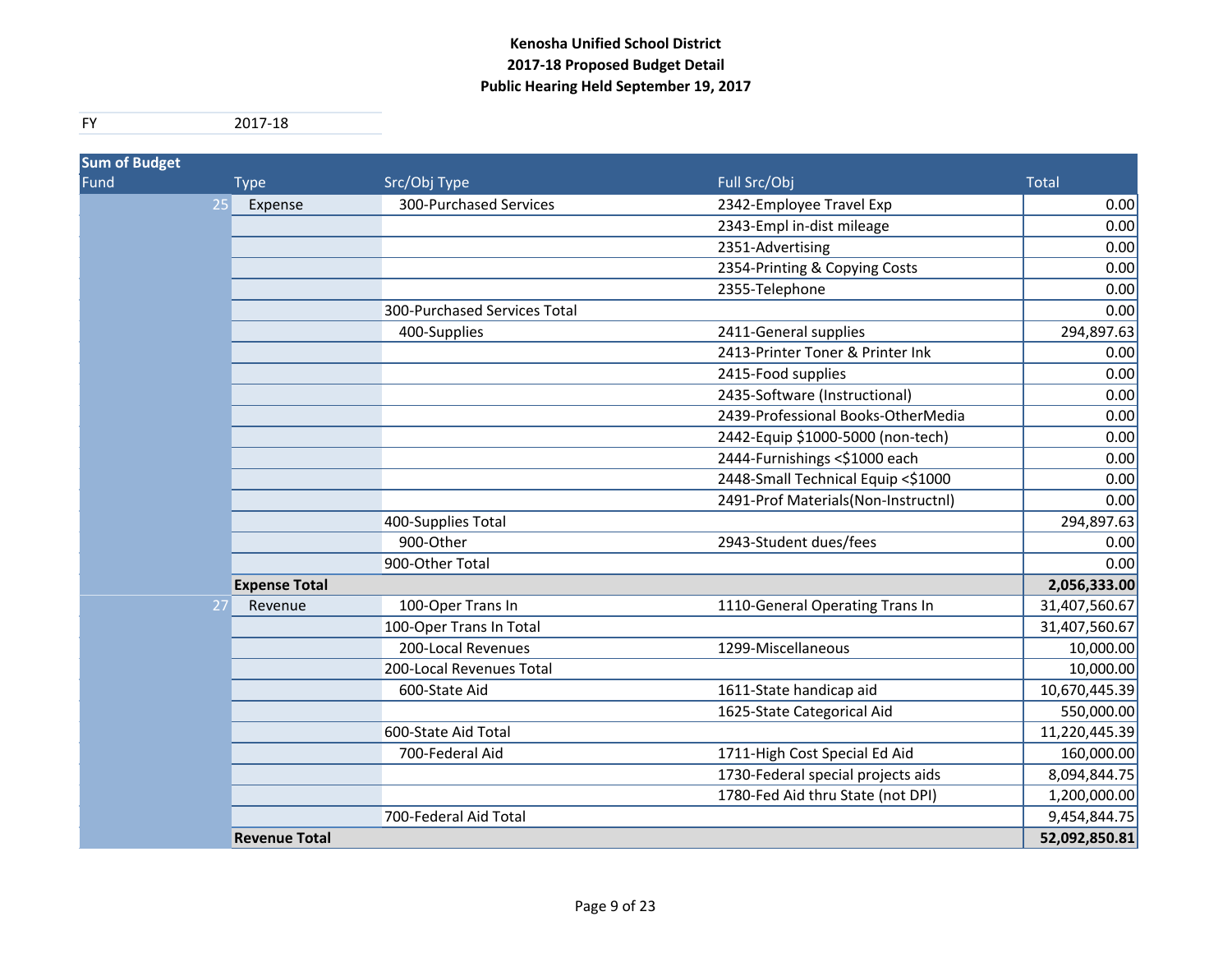**Kenosha Unified School District**
**2017-18 Proposed Budget Detail**
**Public Hearing Held September 19, 2017**

| FY | 2017-18 |
|---|---|

| Fund | Type | Src/Obj Type | Full Src/Obj | Total |
|---|---|---|---|---|
| 25 | Expense | 300-Purchased Services | 2342-Employee Travel Exp | 0.00 |
| | | | 2343-Empl in-dist mileage | 0.00 |
| | | | 2351-Advertising | 0.00 |
| | | | 2354-Printing & Copying Costs | 0.00 |
| | | | 2355-Telephone | 0.00 |
| | | 300-Purchased Services Total | | 0.00 |
| | | 400-Supplies | 2411-General supplies | 294,897.63 |
| | | | 2413-Printer Toner & Printer Ink | 0.00 |
| | | | 2415-Food supplies | 0.00 |
| | | | 2435-Software (Instructional) | 0.00 |
| | | | 2439-Professional Books-OtherMedia | 0.00 |
| | | | 2442-Equip $1000-5000 (non-tech) | 0.00 |
| | | | 2444-Furnishings <$1000 each | 0.00 |
| | | | 2448-Small Technical Equip <$1000 | 0.00 |
| | | | 2491-Prof Materials(Non-Instructnl) | 0.00 |
| | | 400-Supplies Total | | 294,897.63 |
| | | 900-Other | 2943-Student dues/fees | 0.00 |
| | | 900-Other Total | | 0.00 |
| | **Expense Total** | | | **2,056,333.00** |
| 27 | Revenue | 100-Oper Trans In | 1110-General Operating Trans In | 31,407,560.67 |
| | | 100-Oper Trans In Total | | 31,407,560.67 |
| | | 200-Local Revenues | 1299-Miscellaneous | 10,000.00 |
| | | 200-Local Revenues Total | | 10,000.00 |
| | | 600-State Aid | 1611-State handicap aid | 10,670,445.39 |
| | | | 1625-State Categorical Aid | 550,000.00 |
| | | 600-State Aid Total | | 11,220,445.39 |
| | | 700-Federal Aid | 1711-High Cost Special Ed Aid | 160,000.00 |
| | | | 1730-Federal special projects aids | 8,094,844.75 |
| | | | 1780-Fed Aid thru State (not DPI) | 1,200,000.00 |
| | | 700-Federal Aid Total | | 9,454,844.75 |
| | **Revenue Total** | | | **52,092,850.81** |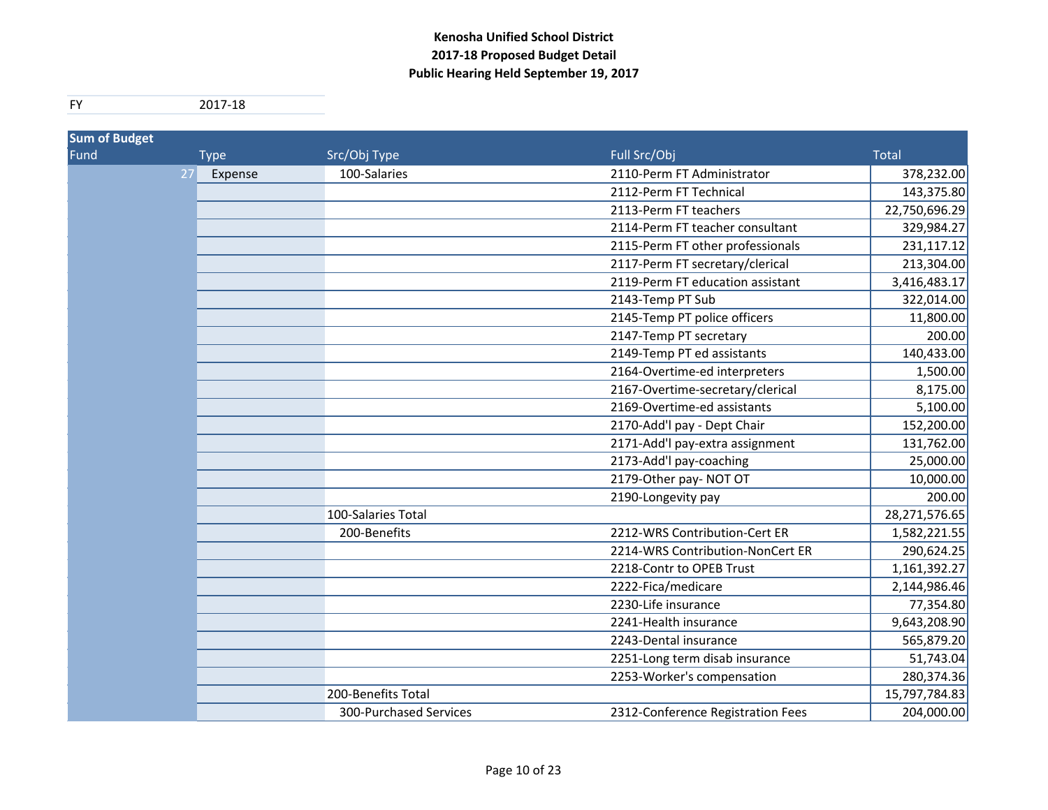**Kenosha Unified School District**
**2017-18 Proposed Budget Detail**
**Public Hearing Held September 19, 2017**

| FY | 2017-18 |
|---|---|

| Sum of Budget | | | | |
|---|---|---|---|---|
| Fund | Type | Src/Obj Type | Full Src/Obj | Total |
| 27 | Expense | 100-Salaries | 2110-Perm FT Administrator | 378,232.00 |
| | | | 2112-Perm FT Technical | 143,375.80 |
| | | | 2113-Perm FT teachers | 22,750,696.29 |
| | | | 2114-Perm FT teacher consultant | 329,984.27 |
| | | | 2115-Perm FT other professionals | 231,117.12 |
| | | | 2117-Perm FT secretary/clerical | 213,304.00 |
| | | | 2119-Perm FT education assistant | 3,416,483.17 |
| | | | 2143-Temp PT Sub | 322,014.00 |
| | | | 2145-Temp PT police officers | 11,800.00 |
| | | | 2147-Temp PT secretary | 200.00 |
| | | | 2149-Temp PT ed assistants | 140,433.00 |
| | | | 2164-Overtime-ed interpreters | 1,500.00 |
| | | | 2167-Overtime-secretary/clerical | 8,175.00 |
| | | | 2169-Overtime-ed assistants | 5,100.00 |
| | | | 2170-Add'l pay - Dept Chair | 152,200.00 |
| | | | 2171-Add'l pay-extra assignment | 131,762.00 |
| | | | 2173-Add'l pay-coaching | 25,000.00 |
| | | | 2179-Other pay- NOT OT | 10,000.00 |
| | | | 2190-Longevity pay | 200.00 |
| | | 100-Salaries Total | | 28,271,576.65 |
| | | 200-Benefits | 2212-WRS Contribution-Cert ER | 1,582,221.55 |
| | | | 2214-WRS Contribution-NonCert ER | 290,624.25 |
| | | | 2218-Contr to OPEB Trust | 1,161,392.27 |
| | | | 2222-Fica/medicare | 2,144,986.46 |
| | | | 2230-Life insurance | 77,354.80 |
| | | | 2241-Health insurance | 9,643,208.90 |
| | | | 2243-Dental insurance | 565,879.20 |
| | | | 2251-Long term disab insurance | 51,743.04 |
| | | | 2253-Worker's compensation | 280,374.36 |
| | | 200-Benefits Total | | 15,797,784.83 |
| | | 300-Purchased Services | 2312-Conference Registration Fees | 204,000.00 |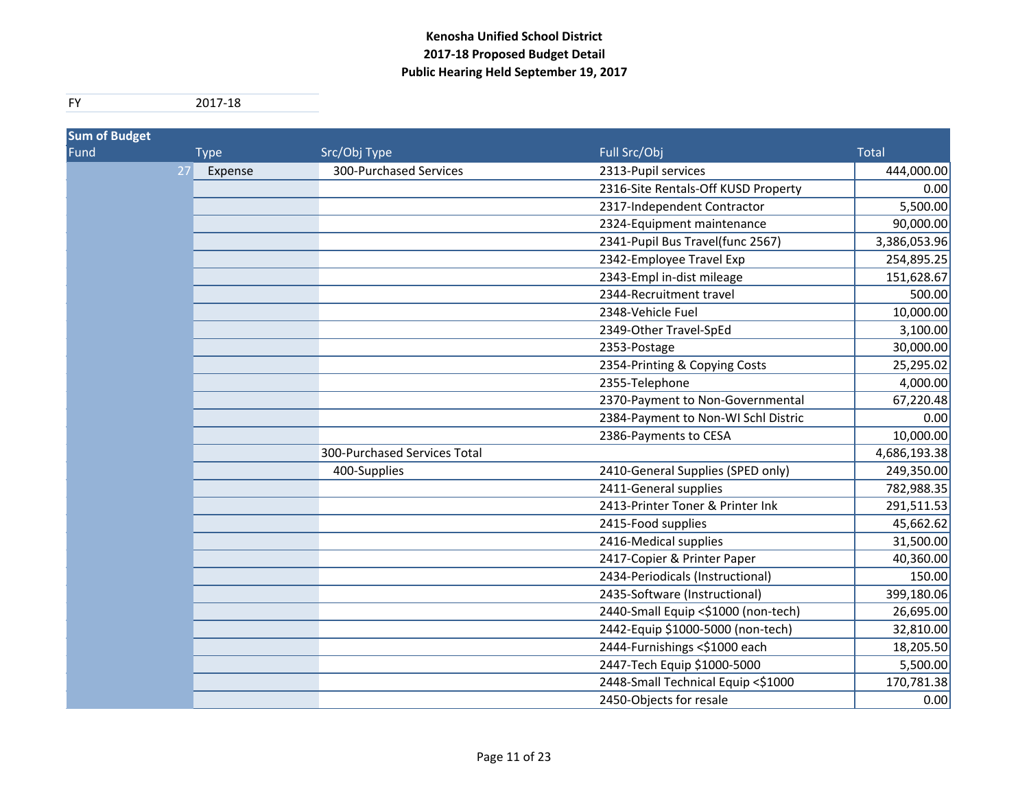**Kenosha Unified School District**
**2017-18 Proposed Budget Detail**
**Public Hearing Held September 19, 2017**

| FY | 2017-18 |
|---|---|

| Sum of Budget | | | | |
|---|---|---|---|---|
| Fund | Type | Src/Obj Type | Full Src/Obj | Total |
| 27 | Expense | 300-Purchased Services | 2313-Pupil services | 444,000.00 |
| | | | 2316-Site Rentals-Off KUSD Property | 0.00 |
| | | | 2317-Independent Contractor | 5,500.00 |
| | | | 2324-Equipment maintenance | 90,000.00 |
| | | | 2341-Pupil Bus Travel(func 2567) | 3,386,053.96 |
| | | | 2342-Employee Travel Exp | 254,895.25 |
| | | | 2343-Empl in-dist mileage | 151,628.67 |
| | | | 2344-Recruitment travel | 500.00 |
| | | | 2348-Vehicle Fuel | 10,000.00 |
| | | | 2349-Other Travel-SpEd | 3,100.00 |
| | | | 2353-Postage | 30,000.00 |
| | | | 2354-Printing & Copying Costs | 25,295.02 |
| | | | 2355-Telephone | 4,000.00 |
| | | | 2370-Payment to Non-Governmental | 67,220.48 |
| | | | 2384-Payment to Non-WI Schl Distric | 0.00 |
| | | | 2386-Payments to CESA | 10,000.00 |
| | | 300-Purchased Services Total | | 4,686,193.38 |
| | | 400-Supplies | 2410-General Supplies (SPED only) | 249,350.00 |
| | | | 2411-General supplies | 782,988.35 |
| | | | 2413-Printer Toner & Printer Ink | 291,511.53 |
| | | | 2415-Food supplies | 45,662.62 |
| | | | 2416-Medical supplies | 31,500.00 |
| | | | 2417-Copier & Printer Paper | 40,360.00 |
| | | | 2434-Periodicals (Instructional) | 150.00 |
| | | | 2435-Software (Instructional) | 399,180.06 |
| | | | 2440-Small Equip <$1000 (non-tech) | 26,695.00 |
| | | | 2442-Equip $1000-5000 (non-tech) | 32,810.00 |
| | | | 2444-Furnishings <$1000 each | 18,205.50 |
| | | | 2447-Tech Equip $1000-5000 | 5,500.00 |
| | | | 2448-Small Technical Equip <$1000 | 170,781.38 |
| | | | 2450-Objects for resale | 0.00 |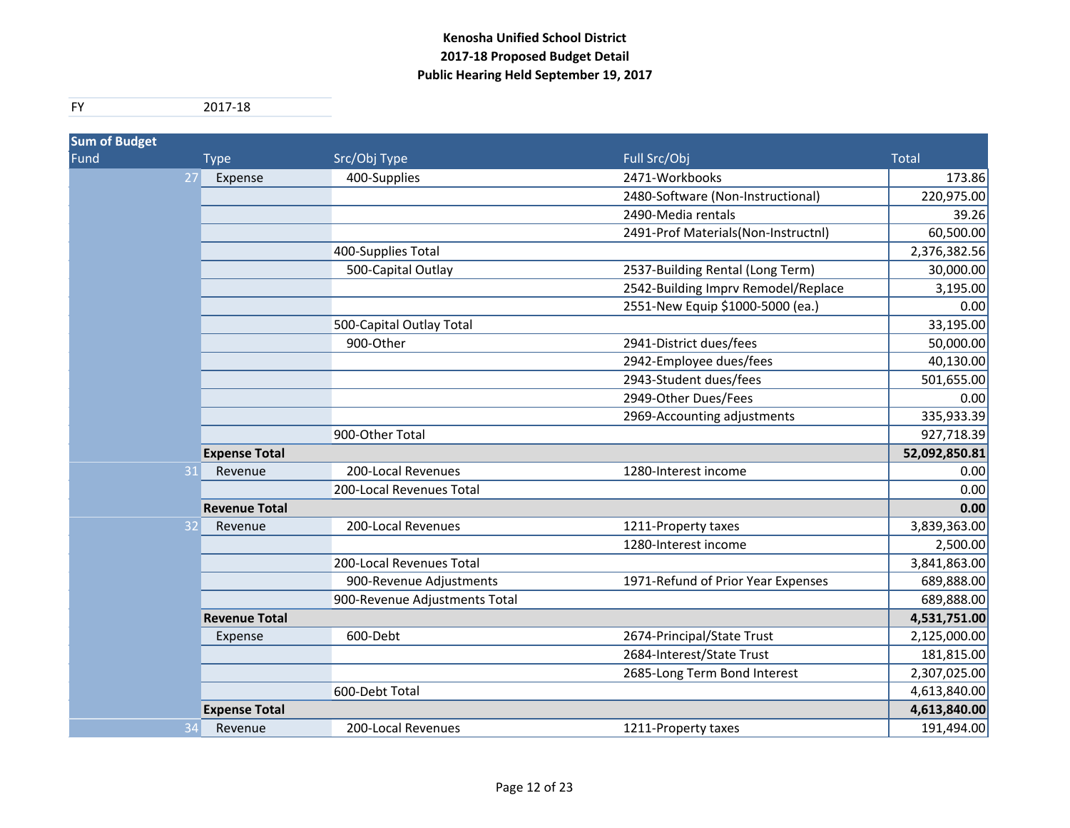**Kenosha Unified School District**
**2017-18 Proposed Budget Detail**
**Public Hearing Held September 19, 2017**

| FY | 2017-18 |
|---|---|

| Sum of Budget | | | | |
|---|---|---|---|---|
| Fund | Type | Src/Obj Type | Full Src/Obj | Total |
| 27 | Expense | 400-Supplies | 2471-Workbooks | 173.86 |
| | | | 2480-Software (Non-Instructional) | 220,975.00 |
| | | | 2490-Media rentals | 39.26 |
| | | | 2491-Prof Materials(Non-Instructnl) | 60,500.00 |
| | | 400-Supplies Total | | 2,376,382.56 |
| | | 500-Capital Outlay | 2537-Building Rental (Long Term) | 30,000.00 |
| | | | 2542-Building Imprv Remodel/Replace | 3,195.00 |
| | | | 2551-New Equip $1000-5000 (ea.) | 0.00 |
| | | 500-Capital Outlay Total | | 33,195.00 |
| | | 900-Other | 2941-District dues/fees | 50,000.00 |
| | | | 2942-Employee dues/fees | 40,130.00 |
| | | | 2943-Student dues/fees | 501,655.00 |
| | | | 2949-Other Dues/Fees | 0.00 |
| | | | 2969-Accounting adjustments | 335,933.39 |
| | | 900-Other Total | | 927,718.39 |
| | **Expense Total** | | | **52,092,850.81** |
| 31 | Revenue | 200-Local Revenues | 1280-Interest income | 0.00 |
| | | 200-Local Revenues Total | | 0.00 |
| | **Revenue Total** | | | **0.00** |
| 32 | Revenue | 200-Local Revenues | 1211-Property taxes | 3,839,363.00 |
| | | | 1280-Interest income | 2,500.00 |
| | | 200-Local Revenues Total | | 3,841,863.00 |
| | | 900-Revenue Adjustments | 1971-Refund of Prior Year Expenses | 689,888.00 |
| | | 900-Revenue Adjustments Total | | 689,888.00 |
| | **Revenue Total** | | | **4,531,751.00** |
| | Expense | 600-Debt | 2674-Principal/State Trust | 2,125,000.00 |
| | | | 2684-Interest/State Trust | 181,815.00 |
| | | | 2685-Long Term Bond Interest | 2,307,025.00 |
| | | 600-Debt Total | | 4,613,840.00 |
| | **Expense Total** | | | **4,613,840.00** |
| 34 | Revenue | 200-Local Revenues | 1211-Property taxes | 191,494.00 |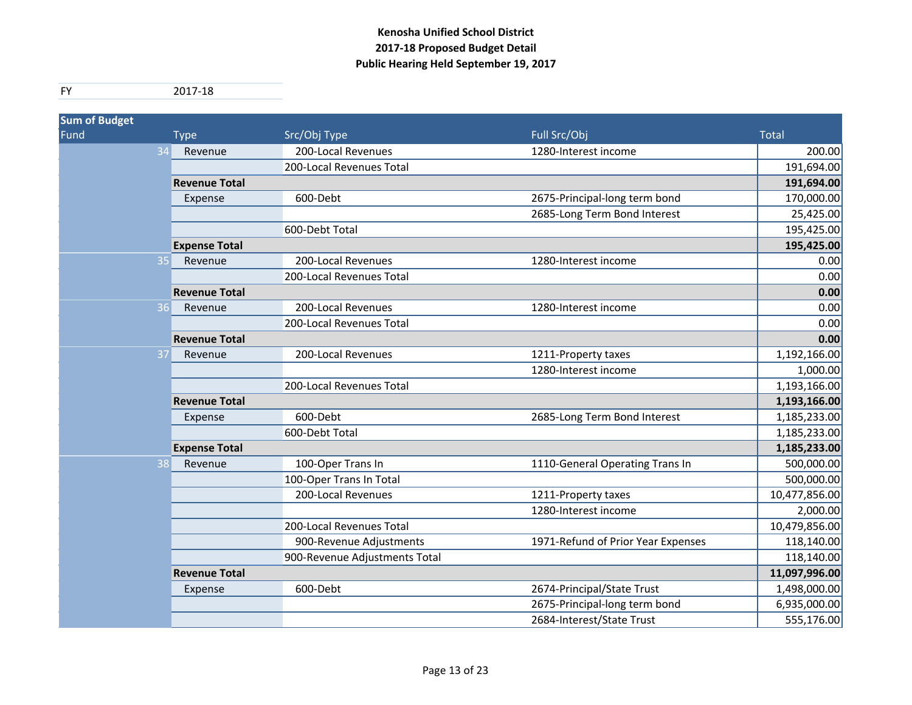**Kenosha Unified School District**
**2017-18 Proposed Budget Detail**
**Public Hearing Held September 19, 2017**

| FY | 2017-18 |
|---|---|

| Sum of Budget | | | | |
|---|---|---|---|---|
| Fund | Type | Src/Obj Type | Full Src/Obj | Total |
| 34 | Revenue | 200-Local Revenues | 1280-Interest income | 200.00 |
| | | 200-Local Revenues Total | | 191,694.00 |
| | **Revenue Total** | | | **191,694.00** |
| | Expense | 600-Debt | 2675-Principal-long term bond | 170,000.00 |
| | | | 2685-Long Term Bond Interest | 25,425.00 |
| | | 600-Debt Total | | 195,425.00 |
| | **Expense Total** | | | **195,425.00** |
| 35 | Revenue | 200-Local Revenues | 1280-Interest income | 0.00 |
| | | 200-Local Revenues Total | | 0.00 |
| | **Revenue Total** | | | **0.00** |
| 36 | Revenue | 200-Local Revenues | 1280-Interest income | 0.00 |
| | | 200-Local Revenues Total | | 0.00 |
| | **Revenue Total** | | | **0.00** |
| 37 | Revenue | 200-Local Revenues | 1211-Property taxes | 1,192,166.00 |
| | | | 1280-Interest income | 1,000.00 |
| | | 200-Local Revenues Total | | 1,193,166.00 |
| | **Revenue Total** | | | **1,193,166.00** |
| | Expense | 600-Debt | 2685-Long Term Bond Interest | 1,185,233.00 |
| | | 600-Debt Total | | 1,185,233.00 |
| | **Expense Total** | | | **1,185,233.00** |
| 38 | Revenue | 100-Oper Trans In | 1110-General Operating Trans In | 500,000.00 |
| | | 100-Oper Trans In Total | | 500,000.00 |
| | | 200-Local Revenues | 1211-Property taxes | 10,477,856.00 |
| | | | 1280-Interest income | 2,000.00 |
| | | 200-Local Revenues Total | | 10,479,856.00 |
| | | 900-Revenue Adjustments | 1971-Refund of Prior Year Expenses | 118,140.00 |
| | | 900-Revenue Adjustments Total | | 118,140.00 |
| | **Revenue Total** | | | **11,097,996.00** |
| | Expense | 600-Debt | 2674-Principal/State Trust | 1,498,000.00 |
| | | | 2675-Principal-long term bond | 6,935,000.00 |
| | | | 2684-Interest/State Trust | 555,176.00 |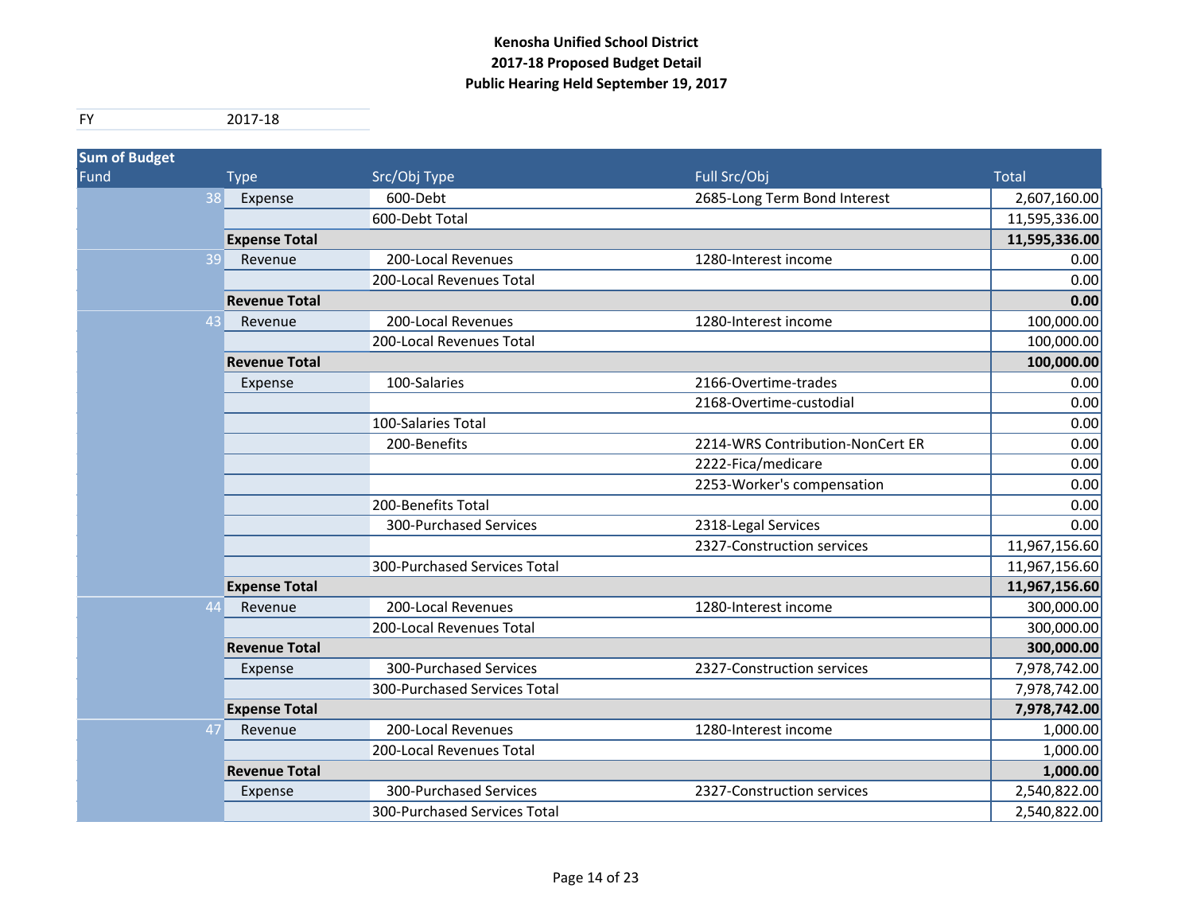**Kenosha Unified School District**
**2017-18 Proposed Budget Detail**
**Public Hearing Held September 19, 2017**

| FY | 2017-18 |
|---|---|

| Fund | Type | Src/Obj Type | Full Src/Obj | Total |
|---|---|---|---|---|
| 38 | Expense | 600-Debt | 2685-Long Term Bond Interest | 2,607,160.00 |
| | | 600-Debt Total | | 11,595,336.00 |
| | **Expense Total** | | | **11,595,336.00** |
| 39 | Revenue | 200-Local Revenues | 1280-Interest income | 0.00 |
| | | 200-Local Revenues Total | | 0.00 |
| | **Revenue Total** | | | **0.00** |
| 43 | Revenue | 200-Local Revenues | 1280-Interest income | 100,000.00 |
| | | 200-Local Revenues Total | | 100,000.00 |
| | **Revenue Total** | | | **100,000.00** |
| | Expense | 100-Salaries | 2166-Overtime-trades | 0.00 |
| | | | 2168-Overtime-custodial | 0.00 |
| | | 100-Salaries Total | | 0.00 |
| | | 200-Benefits | 2214-WRS Contribution-NonCert ER | 0.00 |
| | | | 2222-Fica/medicare | 0.00 |
| | | | 2253-Worker's compensation | 0.00 |
| | | 200-Benefits Total | | 0.00 |
| | | 300-Purchased Services | 2318-Legal Services | 0.00 |
| | | | 2327-Construction services | 11,967,156.60 |
| | | 300-Purchased Services Total | | 11,967,156.60 |
| | **Expense Total** | | | **11,967,156.60** |
| 44 | Revenue | 200-Local Revenues | 1280-Interest income | 300,000.00 |
| | | 200-Local Revenues Total | | 300,000.00 |
| | **Revenue Total** | | | **300,000.00** |
| | Expense | 300-Purchased Services | 2327-Construction services | 7,978,742.00 |
| | | 300-Purchased Services Total | | 7,978,742.00 |
| | **Expense Total** | | | **7,978,742.00** |
| 47 | Revenue | 200-Local Revenues | 1280-Interest income | 1,000.00 |
| | | 200-Local Revenues Total | | 1,000.00 |
| | **Revenue Total** | | | **1,000.00** |
| | Expense | 300-Purchased Services | 2327-Construction services | 2,540,822.00 |
| | | 300-Purchased Services Total | | 2,540,822.00 |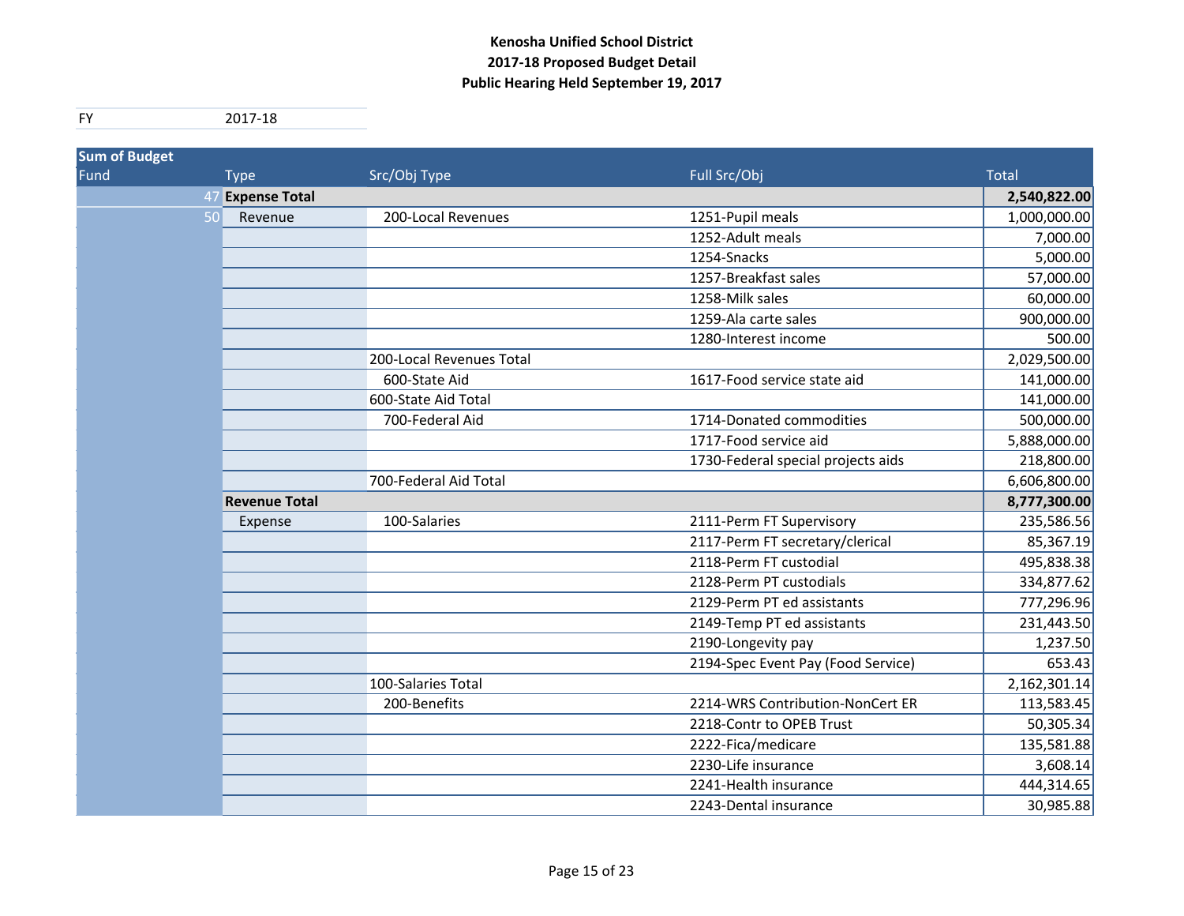**Kenosha Unified School District**
**2017-18 Proposed Budget Detail**
**Public Hearing Held September 19, 2017**

| FY | 2017-18 |
|---|---|

**Sum of Budget**

| Fund | Type | Src/Obj Type | Full Src/Obj | Total |
|---|---|---|---|---|
| 47 | **Expense Total** | | | **2,540,822.00** |
| 50 | Revenue | 200-Local Revenues | 1251-Pupil meals | 1,000,000.00 |
| | | | 1252-Adult meals | 7,000.00 |
| | | | 1254-Snacks | 5,000.00 |
| | | | 1257-Breakfast sales | 57,000.00 |
| | | | 1258-Milk sales | 60,000.00 |
| | | | 1259-Ala carte sales | 900,000.00 |
| | | | 1280-Interest income | 500.00 |
| | | 200-Local Revenues Total | | 2,029,500.00 |
| | | 600-State Aid | 1617-Food service state aid | 141,000.00 |
| | | 600-State Aid Total | | 141,000.00 |
| | | 700-Federal Aid | 1714-Donated commodities | 500,000.00 |
| | | | 1717-Food service aid | 5,888,000.00 |
| | | | 1730-Federal special projects aids | 218,800.00 |
| | | 700-Federal Aid Total | | 6,606,800.00 |
| | **Revenue Total** | | | **8,777,300.00** |
| | Expense | 100-Salaries | 2111-Perm FT Supervisory | 235,586.56 |
| | | | 2117-Perm FT secretary/clerical | 85,367.19 |
| | | | 2118-Perm FT custodial | 495,838.38 |
| | | | 2128-Perm PT custodials | 334,877.62 |
| | | | 2129-Perm PT ed assistants | 777,296.96 |
| | | | 2149-Temp PT ed assistants | 231,443.50 |
| | | | 2190-Longevity pay | 1,237.50 |
| | | | 2194-Spec Event Pay (Food Service) | 653.43 |
| | | 100-Salaries Total | | 2,162,301.14 |
| | | 200-Benefits | 2214-WRS Contribution-NonCert ER | 113,583.45 |
| | | | 2218-Contr to OPEB Trust | 50,305.34 |
| | | | 2222-Fica/medicare | 135,581.88 |
| | | | 2230-Life insurance | 3,608.14 |
| | | | 2241-Health insurance | 444,314.65 |
| | | | 2243-Dental insurance | 30,985.88 |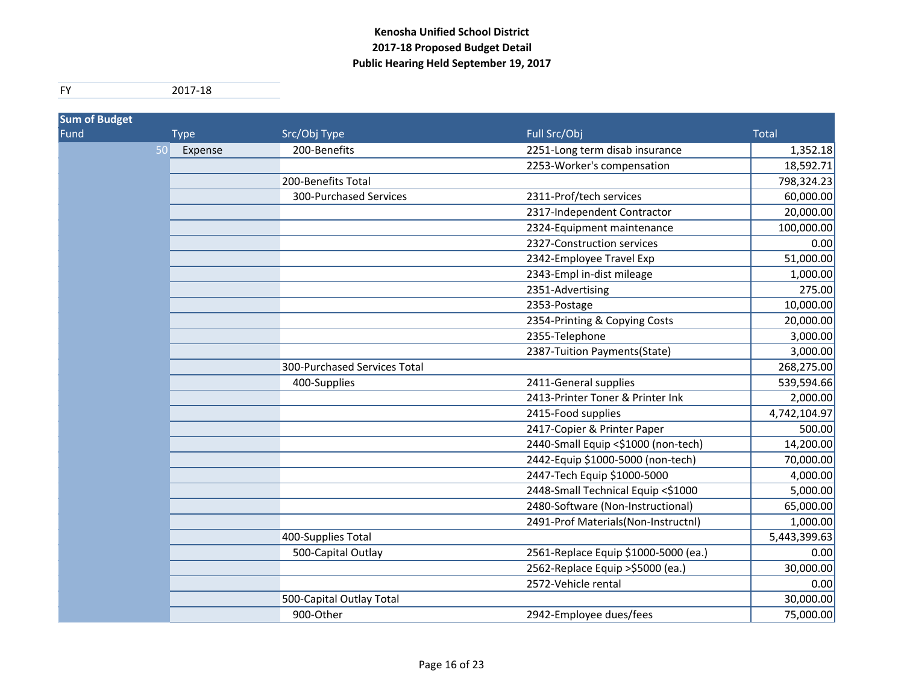**Kenosha Unified School District**
**2017-18 Proposed Budget Detail**
**Public Hearing Held September 19, 2017**

| FY | 2017-18 |
|---|---|

| Fund | Type | Src/Obj Type | Full Src/Obj | Total |
|---|---|---|---|---|
| 50 | Expense | 200-Benefits | 2251-Long term disab insurance | 1,352.18 |
| | | | 2253-Worker's compensation | 18,592.71 |
| | | 200-Benefits Total | | 798,324.23 |
| | | 300-Purchased Services | 2311-Prof/tech services | 60,000.00 |
| | | | 2317-Independent Contractor | 20,000.00 |
| | | | 2324-Equipment maintenance | 100,000.00 |
| | | | 2327-Construction services | 0.00 |
| | | | 2342-Employee Travel Exp | 51,000.00 |
| | | | 2343-Empl in-dist mileage | 1,000.00 |
| | | | 2351-Advertising | 275.00 |
| | | | 2353-Postage | 10,000.00 |
| | | | 2354-Printing & Copying Costs | 20,000.00 |
| | | | 2355-Telephone | 3,000.00 |
| | | | 2387-Tuition Payments(State) | 3,000.00 |
| | | 300-Purchased Services Total | | 268,275.00 |
| | | 400-Supplies | 2411-General supplies | 539,594.66 |
| | | | 2413-Printer Toner & Printer Ink | 2,000.00 |
| | | | 2415-Food supplies | 4,742,104.97 |
| | | | 2417-Copier & Printer Paper | 500.00 |
| | | | 2440-Small Equip <$1000 (non-tech) | 14,200.00 |
| | | | 2442-Equip $1000-5000 (non-tech) | 70,000.00 |
| | | | 2447-Tech Equip $1000-5000 | 4,000.00 |
| | | | 2448-Small Technical Equip <$1000 | 5,000.00 |
| | | | 2480-Software (Non-Instructional) | 65,000.00 |
| | | | 2491-Prof Materials(Non-Instructnl) | 1,000.00 |
| | | 400-Supplies Total | | 5,443,399.63 |
| | | 500-Capital Outlay | 2561-Replace Equip $1000-5000 (ea.) | 0.00 |
| | | | 2562-Replace Equip >$5000 (ea.) | 30,000.00 |
| | | | 2572-Vehicle rental | 0.00 |
| | | 500-Capital Outlay Total | | 30,000.00 |
| | | 900-Other | 2942-Employee dues/fees | 75,000.00 |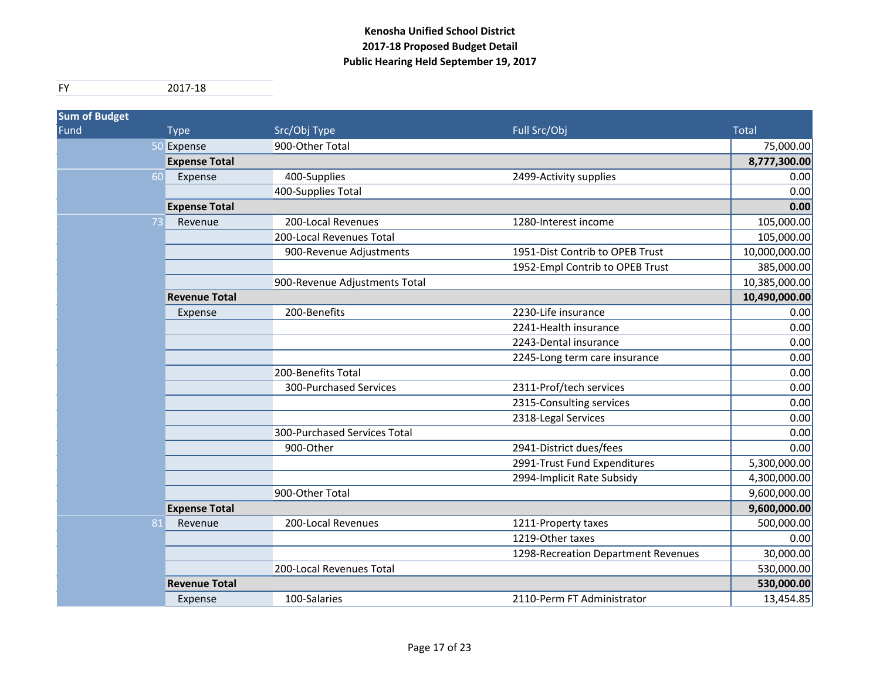**Kenosha Unified School District**
**2017-18 Proposed Budget Detail**
**Public Hearing Held September 19, 2017**

| FY | 2017-18 |
|---|---|

| Sum of Budget | | | | |
|---|---|---|---|---|
| Fund | Type | Src/Obj Type | Full Src/Obj | Total |
| 50 | Expense | 900-Other Total | | 75,000.00 |
| | **Expense Total** | | | **8,777,300.00** |
| 60 | Expense | 400-Supplies | 2499-Activity supplies | 0.00 |
| | | 400-Supplies Total | | 0.00 |
| | **Expense Total** | | | **0.00** |
| 73 | Revenue | 200-Local Revenues | 1280-Interest income | 105,000.00 |
| | | 200-Local Revenues Total | | 105,000.00 |
| | | 900-Revenue Adjustments | 1951-Dist Contrib to OPEB Trust | 10,000,000.00 |
| | | | 1952-Empl Contrib to OPEB Trust | 385,000.00 |
| | | 900-Revenue Adjustments Total | | 10,385,000.00 |
| | **Revenue Total** | | | **10,490,000.00** |
| | Expense | 200-Benefits | 2230-Life insurance | 0.00 |
| | | | 2241-Health insurance | 0.00 |
| | | | 2243-Dental insurance | 0.00 |
| | | | 2245-Long term care insurance | 0.00 |
| | | 200-Benefits Total | | 0.00 |
| | | 300-Purchased Services | 2311-Prof/tech services | 0.00 |
| | | | 2315-Consulting services | 0.00 |
| | | | 2318-Legal Services | 0.00 |
| | | 300-Purchased Services Total | | 0.00 |
| | | 900-Other | 2941-District dues/fees | 0.00 |
| | | | 2991-Trust Fund Expenditures | 5,300,000.00 |
| | | | 2994-Implicit Rate Subsidy | 4,300,000.00 |
| | | 900-Other Total | | 9,600,000.00 |
| | **Expense Total** | | | **9,600,000.00** |
| 81 | Revenue | 200-Local Revenues | 1211-Property taxes | 500,000.00 |
| | | | 1219-Other taxes | 0.00 |
| | | | 1298-Recreation Department Revenues | 30,000.00 |
| | | 200-Local Revenues Total | | 530,000.00 |
| | **Revenue Total** | | | **530,000.00** |
| | Expense | 100-Salaries | 2110-Perm FT Administrator | 13,454.85 |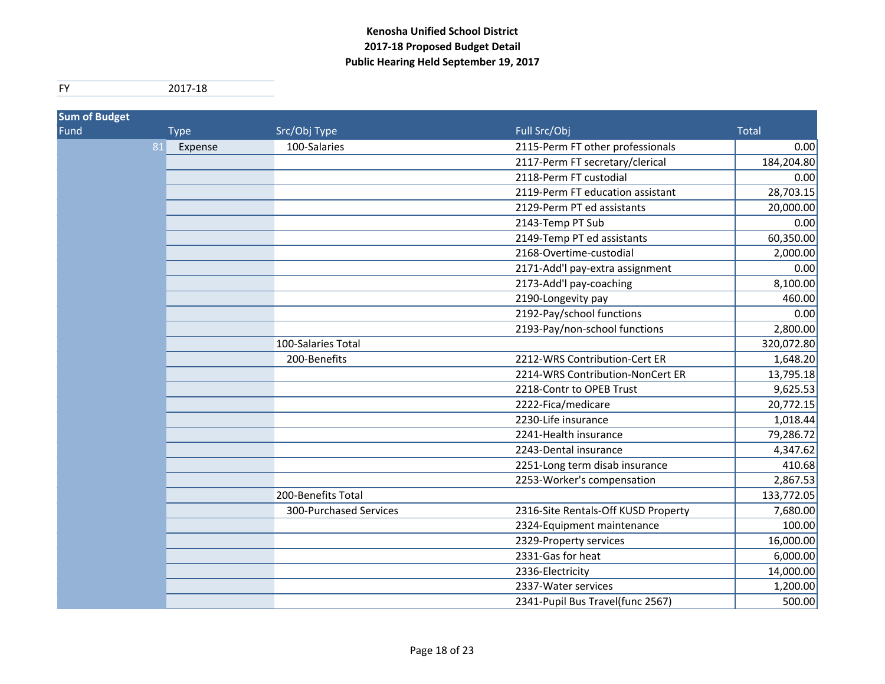**Kenosha Unified School District**
**2017-18 Proposed Budget Detail**
**Public Hearing Held September 19, 2017**

| FY | 2017-18 |
|---|---|

**Sum of Budget**

| Fund | Type | Src/Obj Type | Full Src/Obj | Total |
|---|---|---|---|---|
| 81 | Expense | 100-Salaries | 2115-Perm FT other professionals | 0.00 |
| | | | 2117-Perm FT secretary/clerical | 184,204.80 |
| | | | 2118-Perm FT custodial | 0.00 |
| | | | 2119-Perm FT education assistant | 28,703.15 |
| | | | 2129-Perm PT ed assistants | 20,000.00 |
| | | | 2143-Temp PT Sub | 0.00 |
| | | | 2149-Temp PT ed assistants | 60,350.00 |
| | | | 2168-Overtime-custodial | 2,000.00 |
| | | | 2171-Add'l pay-extra assignment | 0.00 |
| | | | 2173-Add'l pay-coaching | 8,100.00 |
| | | | 2190-Longevity pay | 460.00 |
| | | | 2192-Pay/school functions | 0.00 |
| | | | 2193-Pay/non-school functions | 2,800.00 |
| | | 100-Salaries Total | | 320,072.80 |
| | | 200-Benefits | 2212-WRS Contribution-Cert ER | 1,648.20 |
| | | | 2214-WRS Contribution-NonCert ER | 13,795.18 |
| | | | 2218-Contr to OPEB Trust | 9,625.53 |
| | | | 2222-Fica/medicare | 20,772.15 |
| | | | 2230-Life insurance | 1,018.44 |
| | | | 2241-Health insurance | 79,286.72 |
| | | | 2243-Dental insurance | 4,347.62 |
| | | | 2251-Long term disab insurance | 410.68 |
| | | | 2253-Worker's compensation | 2,867.53 |
| | | 200-Benefits Total | | 133,772.05 |
| | | 300-Purchased Services | 2316-Site Rentals-Off KUSD Property | 7,680.00 |
| | | | 2324-Equipment maintenance | 100.00 |
| | | | 2329-Property services | 16,000.00 |
| | | | 2331-Gas for heat | 6,000.00 |
| | | | 2336-Electricity | 14,000.00 |
| | | | 2337-Water services | 1,200.00 |
| | | | 2341-Pupil Bus Travel(func 2567) | 500.00 |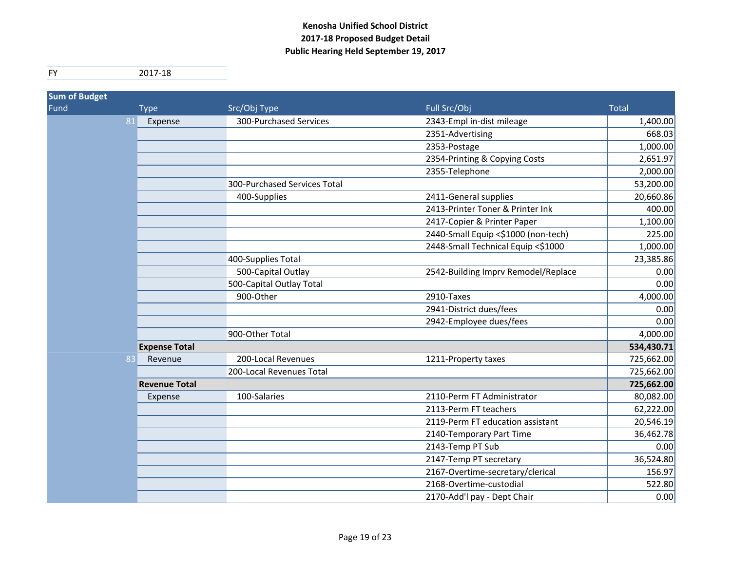**Kenosha Unified School District**
**2017-18 Proposed Budget Detail**
**Public Hearing Held September 19, 2017**

| FY | 2017-18 |
|---|---|

| Sum of Budget | | | | |
|---|---|---|---|---|
| Fund | Type | Src/Obj Type | Full Src/Obj | Total |
| 81 | Expense | 300-Purchased Services | 2343-Empl in-dist mileage | 1,400.00 |
| | | | 2351-Advertising | 668.03 |
| | | | 2353-Postage | 1,000.00 |
| | | | 2354-Printing & Copying Costs | 2,651.97 |
| | | | 2355-Telephone | 2,000.00 |
| | | 300-Purchased Services Total | | 53,200.00 |
| | | 400-Supplies | 2411-General supplies | 20,660.86 |
| | | | 2413-Printer Toner & Printer Ink | 400.00 |
| | | | 2417-Copier & Printer Paper | 1,100.00 |
| | | | 2440-Small Equip <$1000 (non-tech) | 225.00 |
| | | | 2448-Small Technical Equip <$1000 | 1,000.00 |
| | | 400-Supplies Total | | 23,385.86 |
| | | 500-Capital Outlay | 2542-Building Imprv Remodel/Replace | 0.00 |
| | | 500-Capital Outlay Total | | 0.00 |
| | | 900-Other | 2910-Taxes | 4,000.00 |
| | | | 2941-District dues/fees | 0.00 |
| | | | 2942-Employee dues/fees | 0.00 |
| | | 900-Other Total | | 4,000.00 |
| | **Expense Total** | | | **534,430.71** |
| 83 | Revenue | 200-Local Revenues | 1211-Property taxes | 725,662.00 |
| | | 200-Local Revenues Total | | 725,662.00 |
| | **Revenue Total** | | | **725,662.00** |
| | Expense | 100-Salaries | 2110-Perm FT Administrator | 80,082.00 |
| | | | 2113-Perm FT teachers | 62,222.00 |
| | | | 2119-Perm FT education assistant | 20,546.19 |
| | | | 2140-Temporary Part Time | 36,462.78 |
| | | | 2143-Temp PT Sub | 0.00 |
| | | | 2147-Temp PT secretary | 36,524.80 |
| | | | 2167-Overtime-secretary/clerical | 156.97 |
| | | | 2168-Overtime-custodial | 522.80 |
| | | | 2170-Add'l pay - Dept Chair | 0.00 |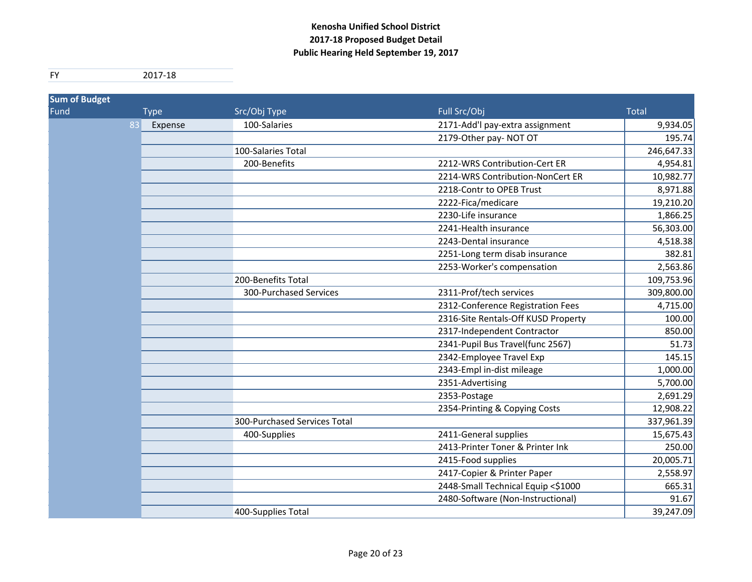**Kenosha Unified School District**
**2017-18 Proposed Budget Detail**
**Public Hearing Held September 19, 2017**

| FY | 2017-18 |
|---|---|

| Fund | Type | Src/Obj Type | Full Src/Obj | Total |
|---|---|---|---|---|
| 83 | Expense | 100-Salaries | 2171-Add'l pay-extra assignment | 9,934.05 |
| | | | 2179-Other pay- NOT OT | 195.74 |
| | | 100-Salaries Total | | 246,647.33 |
| | | 200-Benefits | 2212-WRS Contribution-Cert ER | 4,954.81 |
| | | | 2214-WRS Contribution-NonCert ER | 10,982.77 |
| | | | 2218-Contr to OPEB Trust | 8,971.88 |
| | | | 2222-Fica/medicare | 19,210.20 |
| | | | 2230-Life insurance | 1,866.25 |
| | | | 2241-Health insurance | 56,303.00 |
| | | | 2243-Dental insurance | 4,518.38 |
| | | | 2251-Long term disab insurance | 382.81 |
| | | | 2253-Worker's compensation | 2,563.86 |
| | | 200-Benefits Total | | 109,753.96 |
| | | 300-Purchased Services | 2311-Prof/tech services | 309,800.00 |
| | | | 2312-Conference Registration Fees | 4,715.00 |
| | | | 2316-Site Rentals-Off KUSD Property | 100.00 |
| | | | 2317-Independent Contractor | 850.00 |
| | | | 2341-Pupil Bus Travel(func 2567) | 51.73 |
| | | | 2342-Employee Travel Exp | 145.15 |
| | | | 2343-Empl in-dist mileage | 1,000.00 |
| | | | 2351-Advertising | 5,700.00 |
| | | | 2353-Postage | 2,691.29 |
| | | | 2354-Printing & Copying Costs | 12,908.22 |
| | | 300-Purchased Services Total | | 337,961.39 |
| | | 400-Supplies | 2411-General supplies | 15,675.43 |
| | | | 2413-Printer Toner & Printer Ink | 250.00 |
| | | | 2415-Food supplies | 20,005.71 |
| | | | 2417-Copier & Printer Paper | 2,558.97 |
| | | | 2448-Small Technical Equip <$1000 | 665.31 |
| | | | 2480-Software (Non-Instructional) | 91.67 |
| | | 400-Supplies Total | | 39,247.09 |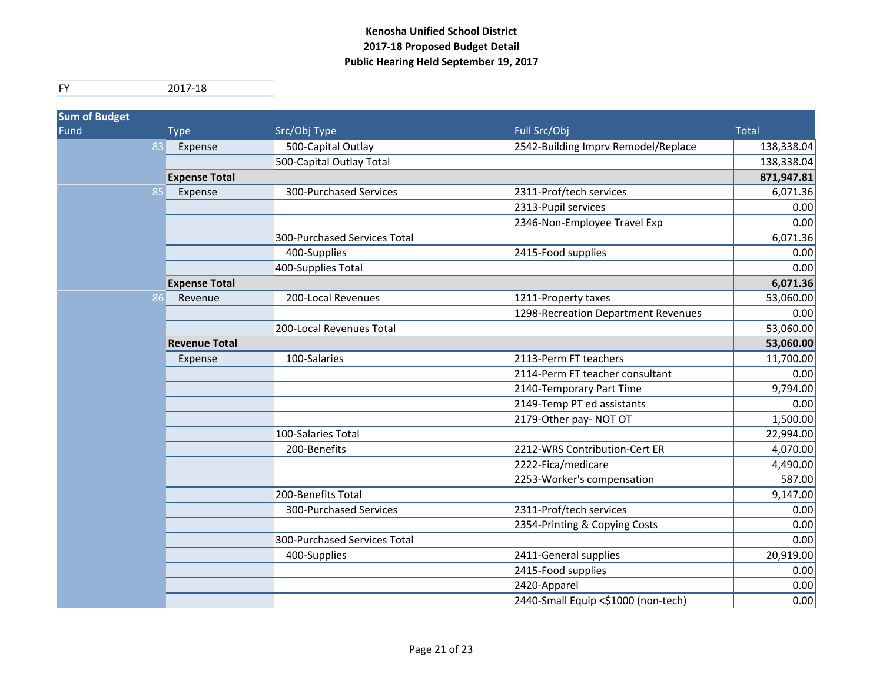**Kenosha Unified School District**
**2017-18 Proposed Budget Detail**
**Public Hearing Held September 19, 2017**

| FY | 2017-18 |
|---|---|

| Sum of Budget | | | | |
|---|---|---|---|---|
| Fund | Type | Src/Obj Type | Full Src/Obj | Total |
| 83 | Expense | 500-Capital Outlay | 2542-Building Imprv Remodel/Replace | 138,338.04 |
| | | 500-Capital Outlay Total | | 138,338.04 |
| | **Expense Total** | | | **871,947.81** |
| 85 | Expense | 300-Purchased Services | 2311-Prof/tech services | 6,071.36 |
| | | | 2313-Pupil services | 0.00 |
| | | | 2346-Non-Employee Travel Exp | 0.00 |
| | | 300-Purchased Services Total | | 6,071.36 |
| | | 400-Supplies | 2415-Food supplies | 0.00 |
| | | 400-Supplies Total | | 0.00 |
| | **Expense Total** | | | **6,071.36** |
| 86 | Revenue | 200-Local Revenues | 1211-Property taxes | 53,060.00 |
| | | | 1298-Recreation Department Revenues | 0.00 |
| | | 200-Local Revenues Total | | 53,060.00 |
| | **Revenue Total** | | | **53,060.00** |
| | Expense | 100-Salaries | 2113-Perm FT teachers | 11,700.00 |
| | | | 2114-Perm FT teacher consultant | 0.00 |
| | | | 2140-Temporary Part Time | 9,794.00 |
| | | | 2149-Temp PT ed assistants | 0.00 |
| | | | 2179-Other pay- NOT OT | 1,500.00 |
| | | 100-Salaries Total | | 22,994.00 |
| | | 200-Benefits | 2212-WRS Contribution-Cert ER | 4,070.00 |
| | | | 2222-Fica/medicare | 4,490.00 |
| | | | 2253-Worker's compensation | 587.00 |
| | | 200-Benefits Total | | 9,147.00 |
| | | 300-Purchased Services | 2311-Prof/tech services | 0.00 |
| | | | 2354-Printing & Copying Costs | 0.00 |
| | | 300-Purchased Services Total | | 0.00 |
| | | 400-Supplies | 2411-General supplies | 20,919.00 |
| | | | 2415-Food supplies | 0.00 |
| | | | 2420-Apparel | 0.00 |
| | | | 2440-Small Equip <$1000 (non-tech) | 0.00 |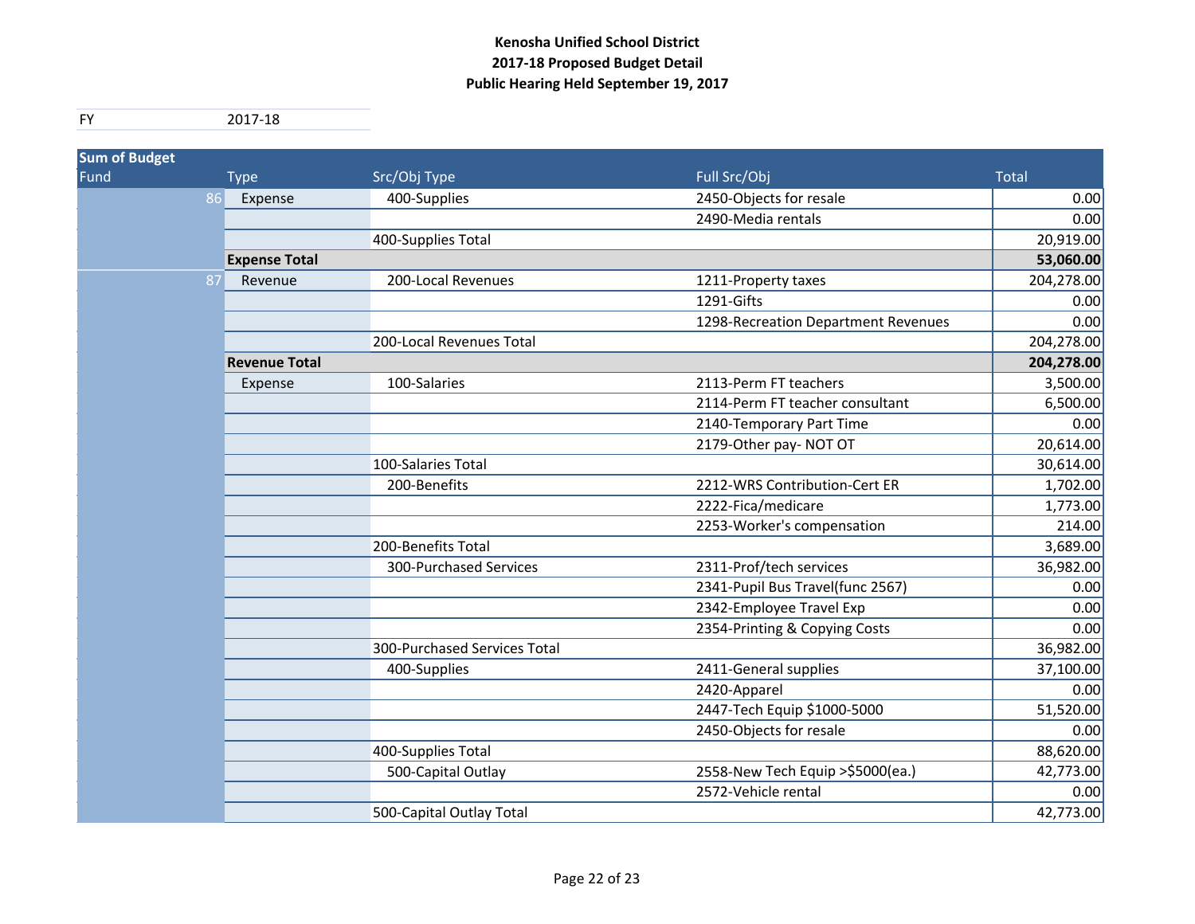**Kenosha Unified School District**
**2017-18 Proposed Budget Detail**
**Public Hearing Held September 19, 2017**

| FY | 2017-18 |
|---|---|

| Fund | Type | Src/Obj Type | Full Src/Obj | Total |
|---|---|---|---|---|
| 86 | Expense | 400-Supplies | 2450-Objects for resale | 0.00 |
| | | | 2490-Media rentals | 0.00 |
| | | 400-Supplies Total | | 20,919.00 |
| | **Expense Total** | | | **53,060.00** |
| 87 | Revenue | 200-Local Revenues | 1211-Property taxes | 204,278.00 |
| | | | 1291-Gifts | 0.00 |
| | | | 1298-Recreation Department Revenues | 0.00 |
| | | 200-Local Revenues Total | | 204,278.00 |
| | **Revenue Total** | | | **204,278.00** |
| | Expense | 100-Salaries | 2113-Perm FT teachers | 3,500.00 |
| | | | 2114-Perm FT teacher consultant | 6,500.00 |
| | | | 2140-Temporary Part Time | 0.00 |
| | | | 2179-Other pay- NOT OT | 20,614.00 |
| | | 100-Salaries Total | | 30,614.00 |
| | | 200-Benefits | 2212-WRS Contribution-Cert ER | 1,702.00 |
| | | | 2222-Fica/medicare | 1,773.00 |
| | | | 2253-Worker's compensation | 214.00 |
| | | 200-Benefits Total | | 3,689.00 |
| | | 300-Purchased Services | 2311-Prof/tech services | 36,982.00 |
| | | | 2341-Pupil Bus Travel(func 2567) | 0.00 |
| | | | 2342-Employee Travel Exp | 0.00 |
| | | | 2354-Printing & Copying Costs | 0.00 |
| | | 300-Purchased Services Total | | 36,982.00 |
| | | 400-Supplies | 2411-General supplies | 37,100.00 |
| | | | 2420-Apparel | 0.00 |
| | | | 2447-Tech Equip $1000-5000 | 51,520.00 |
| | | | 2450-Objects for resale | 0.00 |
| | | 400-Supplies Total | | 88,620.00 |
| | | 500-Capital Outlay | 2558-New Tech Equip >$5000(ea.) | 42,773.00 |
| | | | 2572-Vehicle rental | 0.00 |
| | | 500-Capital Outlay Total | | 42,773.00 |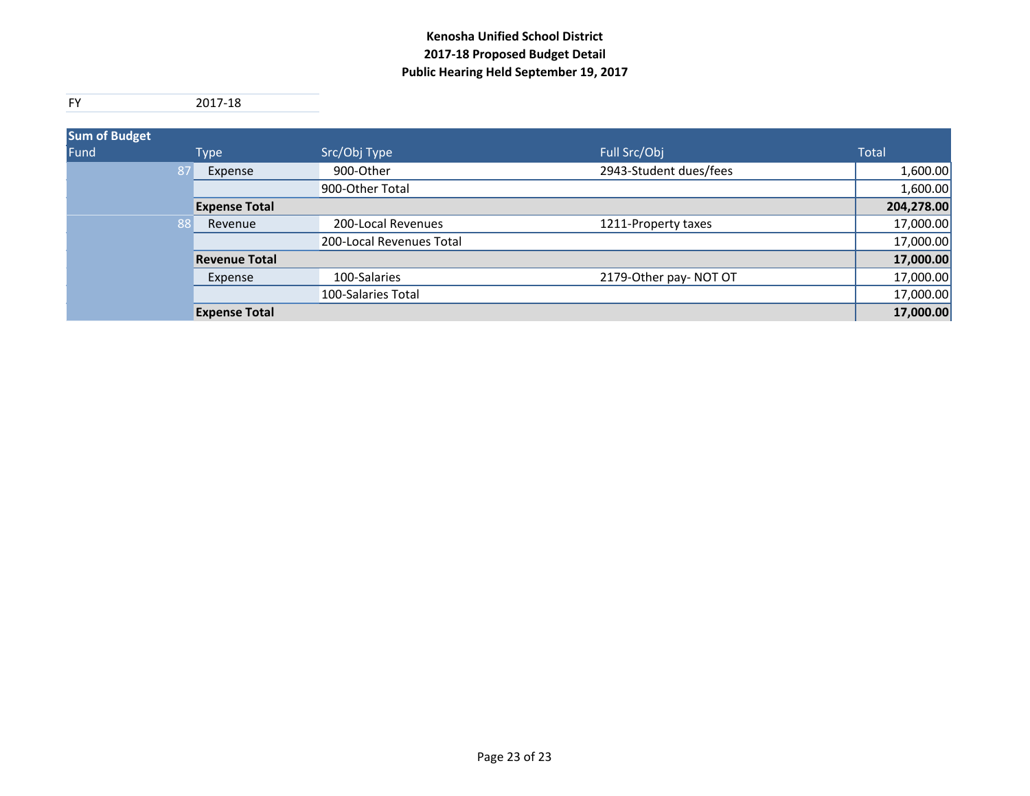**Kenosha Unified School District**
**2017-18 Proposed Budget Detail**
**Public Hearing Held September 19, 2017**

| FY | 2017-18 |
|---|---|

| Sum of Budget | | | | |
|---|---|---|---|---|
| Fund | Type | Src/Obj Type | Full Src/Obj | Total |
| 87 | Expense | 900-Other | 2943-Student dues/fees | 1,600.00 |
| | | 900-Other Total | | 1,600.00 |
| | **Expense Total** | | | **204,278.00** |
| 88 | Revenue | 200-Local Revenues | 1211-Property taxes | 17,000.00 |
| | | 200-Local Revenues Total | | 17,000.00 |
| | **Revenue Total** | | | **17,000.00** |
| | Expense | 100-Salaries | 2179-Other pay- NOT OT | 17,000.00 |
| | | 100-Salaries Total | | 17,000.00 |
| | **Expense Total** | | | **17,000.00** |